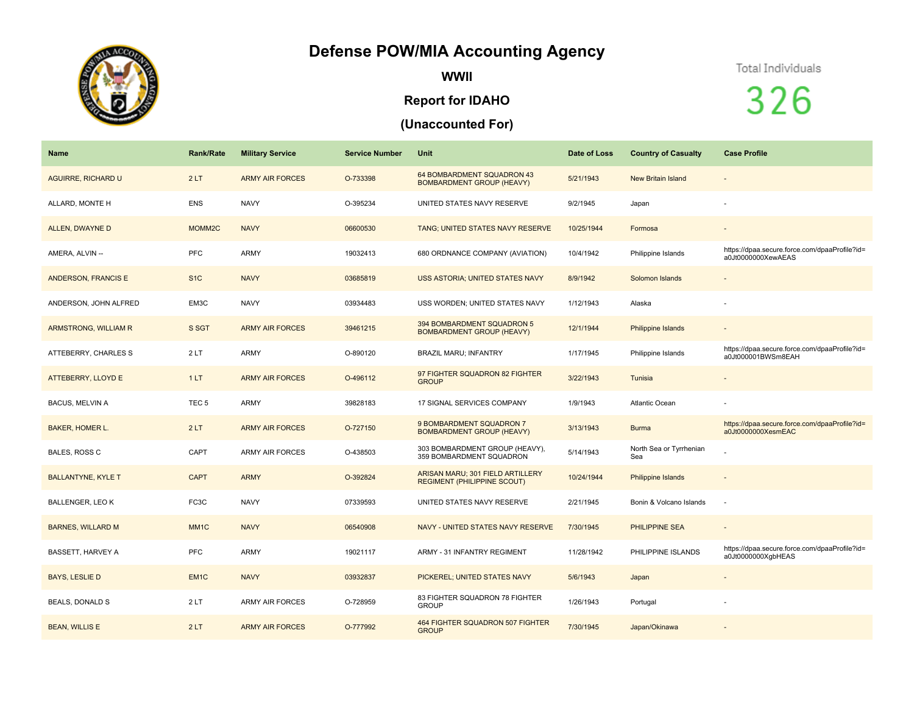# Defense POW/MIA Accounting Agency

## WWII

## Report for IDAHO

## (Unaccounted For)

Total Individuals

326

| Name | Rank/Rate | Military Service | Service Number | Unit | Date of Loss | Country of Casualty | Case Profile |
|---|---|---|---|---|---|---|---|
| AGUIRRE, RICHARD U | 2 LT | ARMY AIR FORCES | O-733398 | 64 BOMBARDMENT SQUADRON 43 BOMBARDMENT GROUP (HEAVY) | 5/21/1943 | New Britain Island | - |
| ALLARD, MONTE H | ENS | NAVY | O-395234 | UNITED STATES NAVY RESERVE | 9/2/1945 | Japan | - |
| ALLEN, DWAYNE D | MOMM2C | NAVY | 06600530 | TANG; UNITED STATES NAVY RESERVE | 10/25/1944 | Formosa | - |
| AMERA, ALVIN -- | PFC | ARMY | 19032413 | 680 ORDNANCE COMPANY (AVIATION) | 10/4/1942 | Philippine Islands | https://dpaa.secure.force.com/dpaaProfile?id=a0Jt0000000XewAEAS |
| ANDERSON, FRANCIS E | S1C | NAVY | 03685819 | USS ASTORIA; UNITED STATES NAVY | 8/9/1942 | Solomon Islands | - |
| ANDERSON, JOHN ALFRED | EM3C | NAVY | 03934483 | USS WORDEN; UNITED STATES NAVY | 1/12/1943 | Alaska | - |
| ARMSTRONG, WILLIAM R | S SGT | ARMY AIR FORCES | 39461215 | 394 BOMBARDMENT SQUADRON 5 BOMBARDMENT GROUP (HEAVY) | 12/1/1944 | Philippine Islands | - |
| ATTEBERRY, CHARLES S | 2 LT | ARMY | O-890120 | BRAZIL MARU; INFANTRY | 1/17/1945 | Philippine Islands | https://dpaa.secure.force.com/dpaaProfile?id=a0Jt000001BWSm8EAH |
| ATTEBERRY, LLOYD E | 1 LT | ARMY AIR FORCES | O-496112 | 97 FIGHTER SQUADRON 82 FIGHTER GROUP | 3/22/1943 | Tunisia | - |
| BACUS, MELVIN A | TEC 5 | ARMY | 39828183 | 17 SIGNAL SERVICES COMPANY | 1/9/1943 | Atlantic Ocean | - |
| BAKER, HOMER L. | 2 LT | ARMY AIR FORCES | O-727150 | 9 BOMBARDMENT SQUADRON 7 BOMBARDMENT GROUP (HEAVY) | 3/13/1943 | Burma | https://dpaa.secure.force.com/dpaaProfile?id=a0Jt0000000XesmEAC |
| BALES, ROSS C | CAPT | ARMY AIR FORCES | O-438503 | 303 BOMBARDMENT GROUP (HEAVY), 359 BOMBARDMENT SQUADRON | 5/14/1943 | North Sea or Tyrrhenian Sea | - |
| BALLANTYNE, KYLE T | CAPT | ARMY | O-392824 | ARISAN MARU; 301 FIELD ARTILLERY REGIMENT (PHILIPPINE SCOUT) | 10/24/1944 | Philippine Islands | - |
| BALLENGER, LEO K | FC3C | NAVY | 07339593 | UNITED STATES NAVY RESERVE | 2/21/1945 | Bonin & Volcano Islands | - |
| BARNES, WILLARD M | MM1C | NAVY | 06540908 | NAVY - UNITED STATES NAVY RESERVE | 7/30/1945 | PHILIPPINE SEA | - |
| BASSETT, HARVEY A | PFC | ARMY | 19021117 | ARMY - 31 INFANTRY REGIMENT | 11/28/1942 | PHILIPPINE ISLANDS | https://dpaa.secure.force.com/dpaaProfile?id=a0Jt0000000XgbHEAS |
| BAYS, LESLIE D | EM1C | NAVY | 03932837 | PICKEREL; UNITED STATES NAVY | 5/6/1943 | Japan | - |
| BEALS, DONALD S | 2 LT | ARMY AIR FORCES | O-728959 | 83 FIGHTER SQUADRON 78 FIGHTER GROUP | 1/26/1943 | Portugal | - |
| BEAN, WILLIS E | 2 LT | ARMY AIR FORCES | O-777992 | 464 FIGHTER SQUADRON 507 FIGHTER GROUP | 7/30/1945 | Japan/Okinawa | - |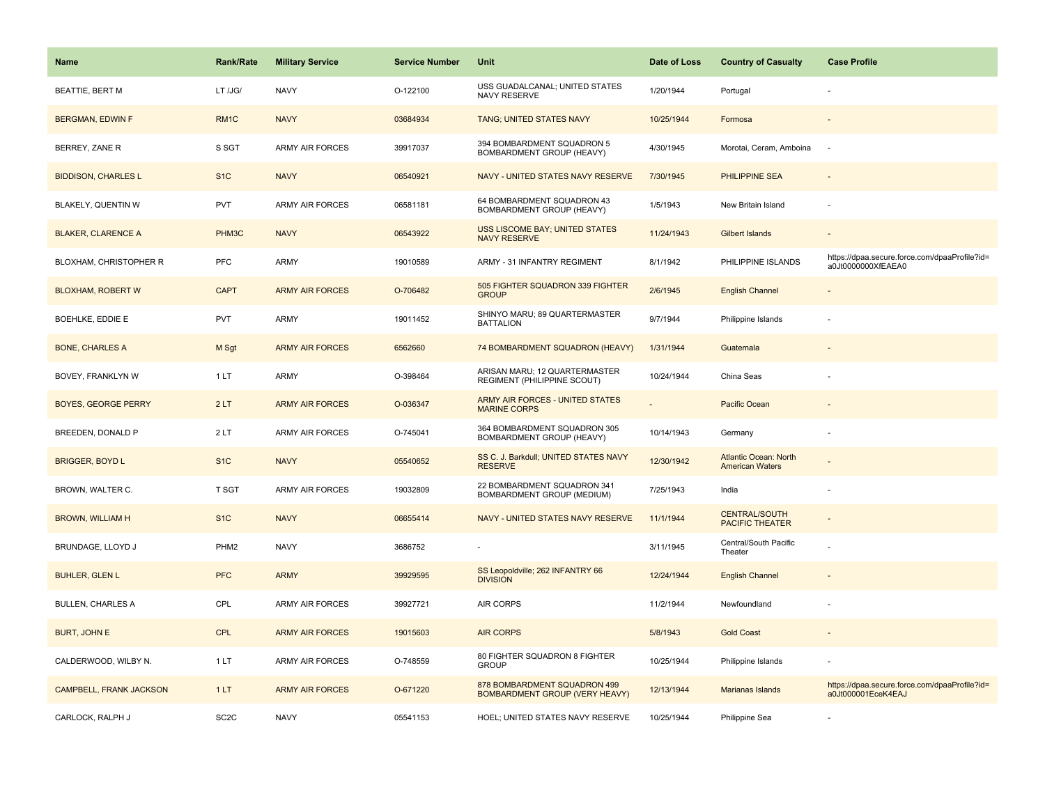| Name | Rank/Rate | Military Service | Service Number | Unit | Date of Loss | Country of Casualty | Case Profile |
|---|---|---|---|---|---|---|---|
| BEATTIE, BERT M | LT /JG/ | NAVY | O-122100 | USS GUADALCANAL; UNITED STATES NAVY RESERVE | 1/20/1944 | Portugal | - |
| BERGMAN, EDWIN F | RM1C | NAVY | 03684934 | TANG; UNITED STATES NAVY | 10/25/1944 | Formosa | - |
| BERREY, ZANE R | S SGT | ARMY AIR FORCES | 39917037 | 394 BOMBARDMENT SQUADRON 5 BOMBARDMENT GROUP (HEAVY) | 4/30/1945 | Morotai, Ceram, Amboina | - |
| BIDDISON, CHARLES L | S1C | NAVY | 06540921 | NAVY - UNITED STATES NAVY RESERVE | 7/30/1945 | PHILIPPINE SEA | - |
| BLAKELY, QUENTIN W | PVT | ARMY AIR FORCES | 06581181 | 64 BOMBARDMENT SQUADRON 43 BOMBARDMENT GROUP (HEAVY) | 1/5/1943 | New Britain Island | - |
| BLAKER, CLARENCE A | PHM3C | NAVY | 06543922 | USS LISCOME BAY; UNITED STATES NAVY RESERVE | 11/24/1943 | Gilbert Islands | - |
| BLOXHAM, CHRISTOPHER R | PFC | ARMY | 19010589 | ARMY - 31 INFANTRY REGIMENT | 8/1/1942 | PHILIPPINE ISLANDS | https://dpaa.secure.force.com/dpaaProfile?id=a0Jt0000000XfEAEA0 |
| BLOXHAM, ROBERT W | CAPT | ARMY AIR FORCES | O-706482 | 505 FIGHTER SQUADRON 339 FIGHTER GROUP | 2/6/1945 | English Channel | - |
| BOEHLKE, EDDIE E | PVT | ARMY | 19011452 | SHINYO MARU; 89 QUARTERMASTER BATTALION | 9/7/1944 | Philippine Islands | - |
| BONE, CHARLES A | M Sgt | ARMY AIR FORCES | 6562660 | 74 BOMBARDMENT SQUADRON (HEAVY) | 1/31/1944 | Guatemala | - |
| BOVEY, FRANKLYN W | 1 LT | ARMY | O-398464 | ARISAN MARU; 12 QUARTERMASTER REGIMENT (PHILIPPINE SCOUT) | 10/24/1944 | China Seas | - |
| BOYES, GEORGE PERRY | 2 LT | ARMY AIR FORCES | O-036347 | ARMY AIR FORCES - UNITED STATES MARINE CORPS | - | Pacific Ocean | - |
| BREEDEN, DONALD P | 2 LT | ARMY AIR FORCES | O-745041 | 364 BOMBARDMENT SQUADRON 305 BOMBARDMENT GROUP (HEAVY) | 10/14/1943 | Germany | - |
| BRIGGER, BOYD L | S1C | NAVY | 05540652 | SS C. J. Barkdull; UNITED STATES NAVY RESERVE | 12/30/1942 | Atlantic Ocean: North American Waters | - |
| BROWN, WALTER C. | T SGT | ARMY AIR FORCES | 19032809 | 22 BOMBARDMENT SQUADRON 341 BOMBARDMENT GROUP (MEDIUM) | 7/25/1943 | India | - |
| BROWN, WILLIAM H | S1C | NAVY | 06655414 | NAVY - UNITED STATES NAVY RESERVE | 11/1/1944 | CENTRAL/SOUTH PACIFIC THEATER | - |
| BRUNDAGE, LLOYD J | PHM2 | NAVY | 3686752 | - | 3/11/1945 | Central/South Pacific Theater | - |
| BUHLER, GLEN L | PFC | ARMY | 39929595 | SS Leopoldville; 262 INFANTRY 66 DIVISION | 12/24/1944 | English Channel | - |
| BULLEN, CHARLES A | CPL | ARMY AIR FORCES | 39927721 | AIR CORPS | 11/2/1944 | Newfoundland | - |
| BURT, JOHN E | CPL | ARMY AIR FORCES | 19015603 | AIR CORPS | 5/8/1943 | Gold Coast | - |
| CALDERWOOD, WILBY N. | 1 LT | ARMY AIR FORCES | O-748559 | 80 FIGHTER SQUADRON 8 FIGHTER GROUP | 10/25/1944 | Philippine Islands | - |
| CAMPBELL, FRANK JACKSON | 1 LT | ARMY AIR FORCES | O-671220 | 878 BOMBARDMENT SQUADRON 499 BOMBARDMENT GROUP (VERY HEAVY) | 12/13/1944 | Marianas Islands | https://dpaa.secure.force.com/dpaaProfile?id=a0Jt000001EceK4EAJ |
| CARLOCK, RALPH J | SC2C | NAVY | 05541153 | HOEL; UNITED STATES NAVY RESERVE | 10/25/1944 | Philippine Sea | - |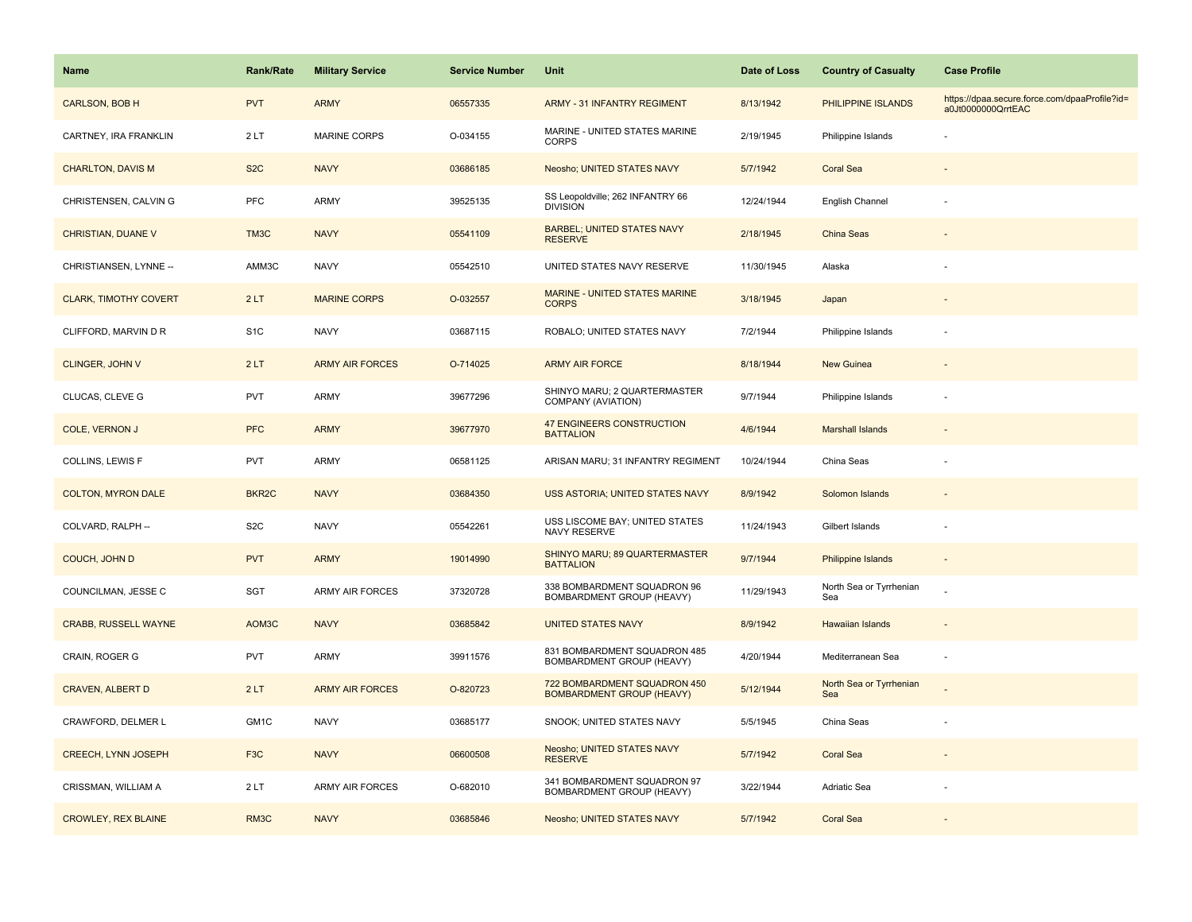| Name | Rank/Rate | Military Service | Service Number | Unit | Date of Loss | Country of Casualty | Case Profile |
|---|---|---|---|---|---|---|---|
| CARLSON, BOB H | PVT | ARMY | 06557335 | ARMY - 31 INFANTRY REGIMENT | 8/13/1942 | PHILIPPINE ISLANDS | https://dpaa.secure.force.com/dpaaProfile?id=a0Jt0000000QrrtEAC |
| CARTNEY, IRA FRANKLIN | 2 LT | MARINE CORPS | O-034155 | MARINE - UNITED STATES MARINE CORPS | 2/19/1945 | Philippine Islands | - |
| CHARLTON, DAVIS M | S2C | NAVY | 03686185 | Neosho; UNITED STATES NAVY | 5/7/1942 | Coral Sea | - |
| CHRISTENSEN, CALVIN G | PFC | ARMY | 39525135 | SS Leopoldville; 262 INFANTRY 66 DIVISION | 12/24/1944 | English Channel | - |
| CHRISTIAN, DUANE V | TM3C | NAVY | 05541109 | BARBEL; UNITED STATES NAVY RESERVE | 2/18/1945 | China Seas | - |
| CHRISTIANSEN, LYNNE -- | AMM3C | NAVY | 05542510 | UNITED STATES NAVY RESERVE | 11/30/1945 | Alaska | - |
| CLARK, TIMOTHY COVERT | 2 LT | MARINE CORPS | O-032557 | MARINE - UNITED STATES MARINE CORPS | 3/18/1945 | Japan | - |
| CLIFFORD, MARVIN D R | S1C | NAVY | 03687115 | ROBALO; UNITED STATES NAVY | 7/2/1944 | Philippine Islands | - |
| CLINGER, JOHN V | 2 LT | ARMY AIR FORCES | O-714025 | ARMY AIR FORCE | 8/18/1944 | New Guinea | - |
| CLUCAS, CLEVE G | PVT | ARMY | 39677296 | SHINYO MARU; 2 QUARTERMASTER COMPANY (AVIATION) | 9/7/1944 | Philippine Islands | - |
| COLE, VERNON J | PFC | ARMY | 39677970 | 47 ENGINEERS CONSTRUCTION BATTALION | 4/6/1944 | Marshall Islands | - |
| COLLINS, LEWIS F | PVT | ARMY | 06581125 | ARISAN MARU; 31 INFANTRY REGIMENT | 10/24/1944 | China Seas | - |
| COLTON, MYRON DALE | BKR2C | NAVY | 03684350 | USS ASTORIA; UNITED STATES NAVY | 8/9/1942 | Solomon Islands | - |
| COLVARD, RALPH -- | S2C | NAVY | 05542261 | USS LISCOME BAY; UNITED STATES NAVY RESERVE | 11/24/1943 | Gilbert Islands | - |
| COUCH, JOHN D | PVT | ARMY | 19014990 | SHINYO MARU; 89 QUARTERMASTER BATTALION | 9/7/1944 | Philippine Islands | - |
| COUNCILMAN, JESSE C | SGT | ARMY AIR FORCES | 37320728 | 338 BOMBARDMENT SQUADRON 96 BOMBARDMENT GROUP (HEAVY) | 11/29/1943 | North Sea or Tyrrhenian Sea | - |
| CRABB, RUSSELL WAYNE | AOM3C | NAVY | 03685842 | UNITED STATES NAVY | 8/9/1942 | Hawaiian Islands | - |
| CRAIN, ROGER G | PVT | ARMY | 39911576 | 831 BOMBARDMENT SQUADRON 485 BOMBARDMENT GROUP (HEAVY) | 4/20/1944 | Mediterranean Sea | - |
| CRAVEN, ALBERT D | 2 LT | ARMY AIR FORCES | O-820723 | 722 BOMBARDMENT SQUADRON 450 BOMBARDMENT GROUP (HEAVY) | 5/12/1944 | North Sea or Tyrrhenian Sea | - |
| CRAWFORD, DELMER L | GM1C | NAVY | 03685177 | SNOOK; UNITED STATES NAVY | 5/5/1945 | China Seas | - |
| CREECH, LYNN JOSEPH | F3C | NAVY | 06600508 | Neosho; UNITED STATES NAVY RESERVE | 5/7/1942 | Coral Sea | - |
| CRISSMAN, WILLIAM A | 2 LT | ARMY AIR FORCES | O-682010 | 341 BOMBARDMENT SQUADRON 97 BOMBARDMENT GROUP (HEAVY) | 3/22/1944 | Adriatic Sea | - |
| CROWLEY, REX BLAINE | RM3C | NAVY | 03685846 | Neosho; UNITED STATES NAVY | 5/7/1942 | Coral Sea | - |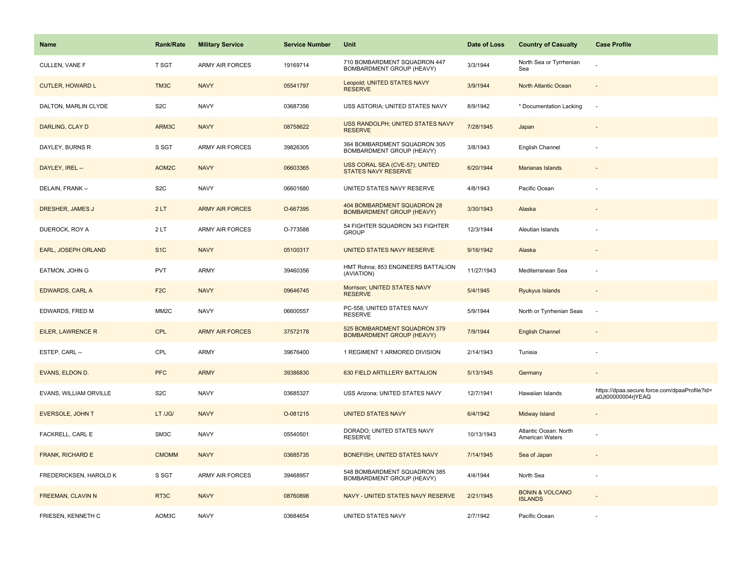| Name | Rank/Rate | Military Service | Service Number | Unit | Date of Loss | Country of Casualty | Case Profile |
|---|---|---|---|---|---|---|---|
| CULLEN, VANE F | T SGT | ARMY AIR FORCES | 19169714 | 710 BOMBARDMENT SQUADRON 447 BOMBARDMENT GROUP (HEAVY) | 3/3/1944 | North Sea or Tyrrhenian Sea | - |
| CUTLER, HOWARD L | TM3C | NAVY | 05541797 | Leopold; UNITED STATES NAVY RESERVE | 3/9/1944 | North Atlantic Ocean | - |
| DALTON, MARLIN CLYDE | S2C | NAVY | 03687356 | USS ASTORIA; UNITED STATES NAVY | 8/9/1942 | * Documentation Lacking | - |
| DARLING, CLAY D | ARM3C | NAVY | 08758622 | USS RANDOLPH; UNITED STATES NAVY RESERVE | 7/28/1945 | Japan | - |
| DAYLEY, BURNS R | S SGT | ARMY AIR FORCES | 39826305 | 364 BOMBARDMENT SQUADRON 305 BOMBARDMENT GROUP (HEAVY) | 3/8/1943 | English Channel | - |
| DAYLEY, IREL -- | AOM2C | NAVY | 06603365 | USS CORAL SEA (CVE-57); UNITED STATES NAVY RESERVE | 6/20/1944 | Marianas Islands | - |
| DELAIN, FRANK -- | S2C | NAVY | 06601680 | UNITED STATES NAVY RESERVE | 4/8/1943 | Pacific Ocean | - |
| DRESHER, JAMES J | 2 LT | ARMY AIR FORCES | O-667395 | 404 BOMBARDMENT SQUADRON 28 BOMBARDMENT GROUP (HEAVY) | 3/30/1943 | Alaska | - |
| DUEROCK, ROY A | 2 LT | ARMY AIR FORCES | O-773588 | 54 FIGHTER SQUADRON 343 FIGHTER GROUP | 12/3/1944 | Aleutian Islands | - |
| EARL, JOSEPH ORLAND | S1C | NAVY | 05100317 | UNITED STATES NAVY RESERVE | 9/16/1942 | Alaska | - |
| EATMON, JOHN G | PVT | ARMY | 39460356 | HMT Rohna; 853 ENGINEERS BATTALION (AVIATION) | 11/27/1943 | Mediterranean Sea | - |
| EDWARDS, CARL A | F2C | NAVY | 09646745 | Morrison; UNITED STATES NAVY RESERVE | 5/4/1945 | Ryukyus Islands | - |
| EDWARDS, FRED M | MM2C | NAVY | 06600557 | PC-558; UNITED STATES NAVY RESERVE | 5/9/1944 | North or Tyrrhenian Seas | - |
| EILER, LAWRENCE R | CPL | ARMY AIR FORCES | 37572178 | 525 BOMBARDMENT SQUADRON 379 BOMBARDMENT GROUP (HEAVY) | 7/9/1944 | English Channel | - |
| ESTEP, CARL -- | CPL | ARMY | 39676400 | 1 REGIMENT 1 ARMORED DIVISION | 2/14/1943 | Tunisia | - |
| EVANS, ELDON D. | PFC | ARMY | 39386830 | 630 FIELD ARTILLERY BATTALION | 5/13/1945 | Germany | - |
| EVANS, WILLIAM ORVILLE | S2C | NAVY | 03685327 | USS Arizona; UNITED STATES NAVY | 12/7/1941 | Hawaiian Islands | https://dpaa.secure.force.com/dpaaProfile?id=a0Jt00000004rjYEAQ |
| EVERSOLE, JOHN T | LT /JG/ | NAVY | O-081215 | UNITED STATES NAVY | 6/4/1942 | Midway Island | - |
| FACKRELL, CARL E | SM3C | NAVY | 05540501 | DORADO; UNITED STATES NAVY RESERVE | 10/13/1943 | Atlantic Ocean: North American Waters | - |
| FRANK, RICHARD E | CMOMM | NAVY | 03685735 | BONEFISH; UNITED STATES NAVY | 7/14/1945 | Sea of Japan | - |
| FREDERICKSEN, HAROLD K | S SGT | ARMY AIR FORCES | 39468957 | 548 BOMBARDMENT SQUADRON 385 BOMBARDMENT GROUP (HEAVY) | 4/4/1944 | North Sea | - |
| FREEMAN, CLAVIN N | RT3C | NAVY | 08760898 | NAVY - UNITED STATES NAVY RESERVE | 2/21/1945 | BONIN & VOLCANO ISLANDS | - |
| FRIESEN, KENNETH C | AOM3C | NAVY | 03684654 | UNITED STATES NAVY | 2/7/1942 | Pacific Ocean | - |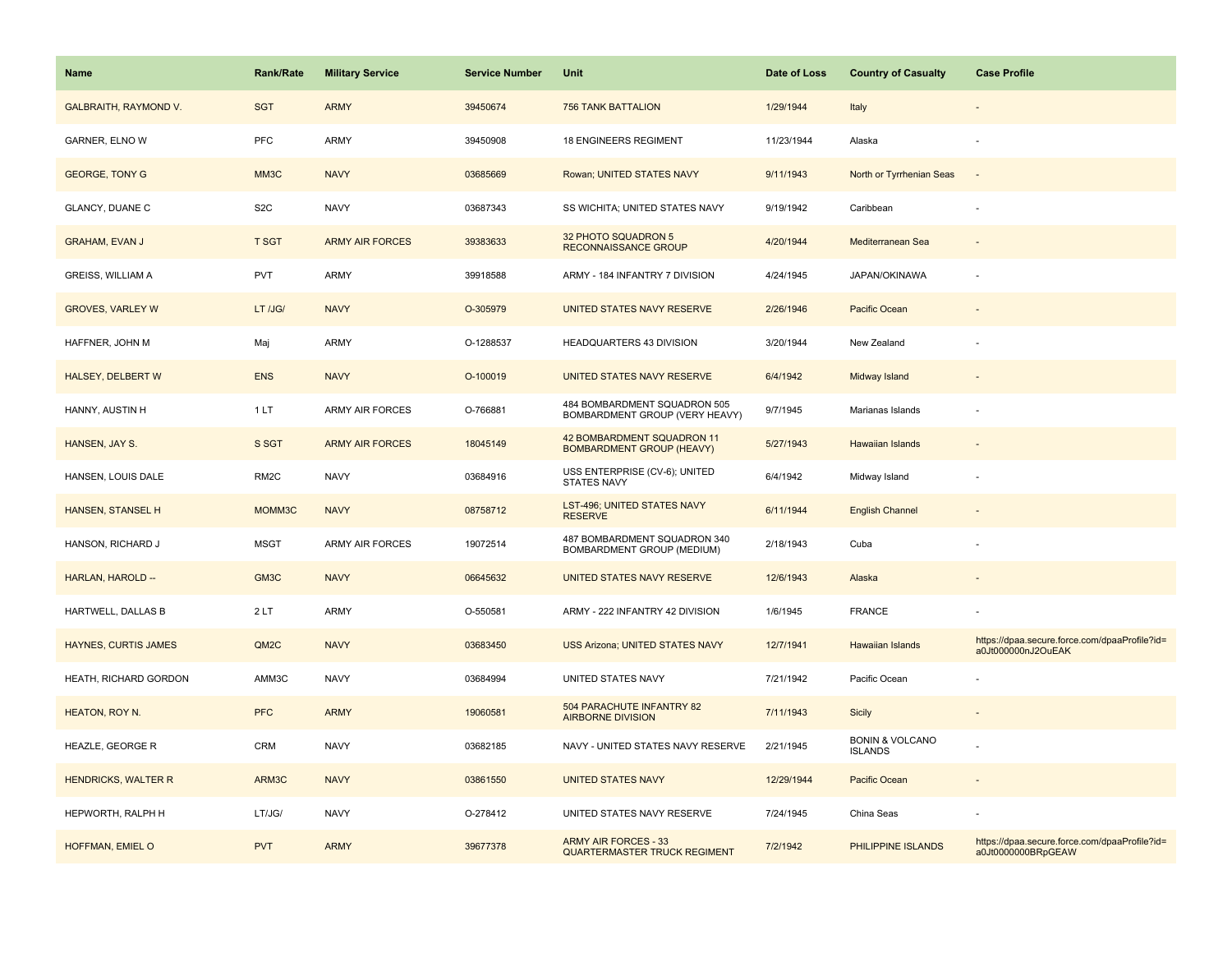| Name | Rank/Rate | Military Service | Service Number | Unit | Date of Loss | Country of Casualty | Case Profile |
|---|---|---|---|---|---|---|---|
| GALBRAITH, RAYMOND V. | SGT | ARMY | 39450674 | 756 TANK BATTALION | 1/29/1944 | Italy | - |
| GARNER, ELNO W | PFC | ARMY | 39450908 | 18 ENGINEERS REGIMENT | 11/23/1944 | Alaska | - |
| GEORGE, TONY G | MM3C | NAVY | 03685669 | Rowan; UNITED STATES NAVY | 9/11/1943 | North or Tyrrhenian Seas | - |
| GLANCY, DUANE C | S2C | NAVY | 03687343 | SS WICHITA; UNITED STATES NAVY | 9/19/1942 | Caribbean | - |
| GRAHAM, EVAN J | T SGT | ARMY AIR FORCES | 39383633 | 32 PHOTO SQUADRON 5 RECONNAISSANCE GROUP | 4/20/1944 | Mediterranean Sea | - |
| GREISS, WILLIAM A | PVT | ARMY | 39918588 | ARMY - 184 INFANTRY 7 DIVISION | 4/24/1945 | JAPAN/OKINAWA | - |
| GROVES, VARLEY W | LT /JG/ | NAVY | O-305979 | UNITED STATES NAVY RESERVE | 2/26/1946 | Pacific Ocean | - |
| HAFFNER, JOHN M | Maj | ARMY | O-1288537 | HEADQUARTERS 43 DIVISION | 3/20/1944 | New Zealand | - |
| HALSEY, DELBERT W | ENS | NAVY | O-100019 | UNITED STATES NAVY RESERVE | 6/4/1942 | Midway Island | - |
| HANNY, AUSTIN H | 1 LT | ARMY AIR FORCES | O-766881 | 484 BOMBARDMENT SQUADRON 505 BOMBARDMENT GROUP (VERY HEAVY) | 9/7/1945 | Marianas Islands | - |
| HANSEN, JAY S. | S SGT | ARMY AIR FORCES | 18045149 | 42 BOMBARDMENT SQUADRON 11 BOMBARDMENT GROUP (HEAVY) | 5/27/1943 | Hawaiian Islands | - |
| HANSEN, LOUIS DALE | RM2C | NAVY | 03684916 | USS ENTERPRISE (CV-6); UNITED STATES NAVY | 6/4/1942 | Midway Island | - |
| HANSEN, STANSEL H | MOMM3C | NAVY | 08758712 | LST-496; UNITED STATES NAVY RESERVE | 6/11/1944 | English Channel | - |
| HANSON, RICHARD J | MSGT | ARMY AIR FORCES | 19072514 | 487 BOMBARDMENT SQUADRON 340 BOMBARDMENT GROUP (MEDIUM) | 2/18/1943 | Cuba | - |
| HARLAN, HAROLD -- | GM3C | NAVY | 06645632 | UNITED STATES NAVY RESERVE | 12/6/1943 | Alaska | - |
| HARTWELL, DALLAS B | 2 LT | ARMY | O-550581 | ARMY - 222 INFANTRY 42 DIVISION | 1/6/1945 | FRANCE | - |
| HAYNES, CURTIS JAMES | QM2C | NAVY | 03683450 | USS Arizona; UNITED STATES NAVY | 12/7/1941 | Hawaiian Islands | https://dpaa.secure.force.com/dpaaProfile?id=a0Jt000000nJ2OuEAK |
| HEATH, RICHARD GORDON | AMM3C | NAVY | 03684994 | UNITED STATES NAVY | 7/21/1942 | Pacific Ocean | - |
| HEATON, ROY N. | PFC | ARMY | 19060581 | 504 PARACHUTE INFANTRY 82 AIRBORNE DIVISION | 7/11/1943 | Sicily | - |
| HEAZLE, GEORGE R | CRM | NAVY | 03682185 | NAVY - UNITED STATES NAVY RESERVE | 2/21/1945 | BONIN & VOLCANO ISLANDS | - |
| HENDRICKS, WALTER R | ARM3C | NAVY | 03861550 | UNITED STATES NAVY | 12/29/1944 | Pacific Ocean | - |
| HEPWORTH, RALPH H | LT/JG/ | NAVY | O-278412 | UNITED STATES NAVY RESERVE | 7/24/1945 | China Seas | - |
| HOFFMAN, EMIEL O | PVT | ARMY | 39677378 | ARMY AIR FORCES - 33 QUARTERMASTER TRUCK REGIMENT | 7/2/1942 | PHILIPPINE ISLANDS | https://dpaa.secure.force.com/dpaaProfile?id=a0Jt0000000BRpGEAW |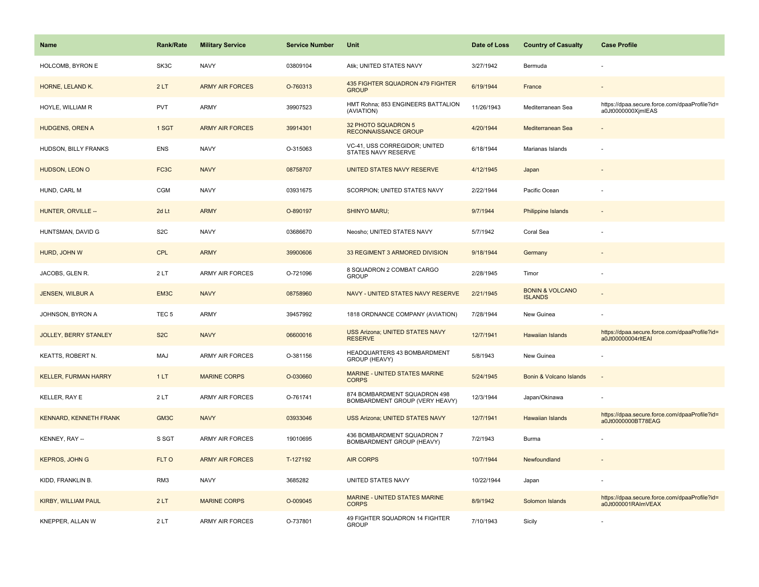| Name | Rank/Rate | Military Service | Service Number | Unit | Date of Loss | Country of Casualty | Case Profile |
|---|---|---|---|---|---|---|---|
| HOLCOMB, BYRON E | SK3C | NAVY | 03809104 | Atik; UNITED STATES NAVY | 3/27/1942 | Bermuda | - |
| HORNE, LELAND K. | 2 LT | ARMY AIR FORCES | O-760313 | 435 FIGHTER SQUADRON 479 FIGHTER GROUP | 6/19/1944 | France | - |
| HOYLE, WILLIAM R | PVT | ARMY | 39907523 | HMT Rohna; 853 ENGINEERS BATTALION (AVIATION) | 11/26/1943 | Mediterranean Sea | https://dpaa.secure.force.com/dpaaProfile?id=a0Jt0000000XjmlEAS |
| HUDGENS, OREN A | 1 SGT | ARMY AIR FORCES | 39914301 | 32 PHOTO SQUADRON 5 RECONNAISSANCE GROUP | 4/20/1944 | Mediterranean Sea | - |
| HUDSON, BILLY FRANKS | ENS | NAVY | O-315063 | VC-41, USS CORREGIDOR; UNITED STATES NAVY RESERVE | 6/18/1944 | Marianas Islands | - |
| HUDSON, LEON O | FC3C | NAVY | 08758707 | UNITED STATES NAVY RESERVE | 4/12/1945 | Japan | - |
| HUND, CARL M | CGM | NAVY | 03931675 | SCORPION; UNITED STATES NAVY | 2/22/1944 | Pacific Ocean | - |
| HUNTER, ORVILLE -- | 2d Lt | ARMY | O-890197 | SHINYO MARU; | 9/7/1944 | Philippine Islands | - |
| HUNTSMAN, DAVID G | S2C | NAVY | 03686670 | Neosho; UNITED STATES NAVY | 5/7/1942 | Coral Sea | - |
| HURD, JOHN W | CPL | ARMY | 39900606 | 33 REGIMENT 3 ARMORED DIVISION | 9/18/1944 | Germany | - |
| JACOBS, GLEN R. | 2 LT | ARMY AIR FORCES | O-721096 | 8 SQUADRON 2 COMBAT CARGO GROUP | 2/28/1945 | Timor | - |
| JENSEN, WILBUR A | EM3C | NAVY | 08758960 | NAVY - UNITED STATES NAVY RESERVE | 2/21/1945 | BONIN & VOLCANO ISLANDS | - |
| JOHNSON, BYRON A | TEC 5 | ARMY | 39457992 | 1818 ORDNANCE COMPANY (AVIATION) | 7/28/1944 | New Guinea | - |
| JOLLEY, BERRY STANLEY | S2C | NAVY | 06600016 | USS Arizona; UNITED STATES NAVY RESERVE | 12/7/1941 | Hawaiian Islands | https://dpaa.secure.force.com/dpaaProfile?id=a0Jt00000004rltEAI |
| KEATTS, ROBERT N. | MAJ | ARMY AIR FORCES | O-381156 | HEADQUARTERS 43 BOMBARDMENT GROUP (HEAVY) | 5/8/1943 | New Guinea | - |
| KELLER, FURMAN HARRY | 1 LT | MARINE CORPS | O-030660 | MARINE - UNITED STATES MARINE CORPS | 5/24/1945 | Bonin & Volcano Islands | - |
| KELLER, RAY E | 2 LT | ARMY AIR FORCES | O-761741 | 874 BOMBARDMENT SQUADRON 498 BOMBARDMENT GROUP (VERY HEAVY) | 12/3/1944 | Japan/Okinawa | - |
| KENNARD, KENNETH FRANK | GM3C | NAVY | 03933046 | USS Arizona; UNITED STATES NAVY | 12/7/1941 | Hawaiian Islands | https://dpaa.secure.force.com/dpaaProfile?id=a0Jt0000000BT78EAG |
| KENNEY, RAY -- | S SGT | ARMY AIR FORCES | 19010695 | 436 BOMBARDMENT SQUADRON 7 BOMBARDMENT GROUP (HEAVY) | 7/2/1943 | Burma | - |
| KEPROS, JOHN G | FLT O | ARMY AIR FORCES | T-127192 | AIR CORPS | 10/7/1944 | Newfoundland | - |
| KIDD, FRANKLIN B. | RM3 | NAVY | 3685282 | UNITED STATES NAVY | 10/22/1944 | Japan | - |
| KIRBY, WILLIAM PAUL | 2 LT | MARINE CORPS | O-009045 | MARINE - UNITED STATES MARINE CORPS | 8/9/1942 | Solomon Islands | https://dpaa.secure.force.com/dpaaProfile?id=a0Jt000001RAImVEAX |
| KNEPPER, ALLAN W | 2 LT | ARMY AIR FORCES | O-737801 | 49 FIGHTER SQUADRON 14 FIGHTER GROUP | 7/10/1943 | Sicily | - |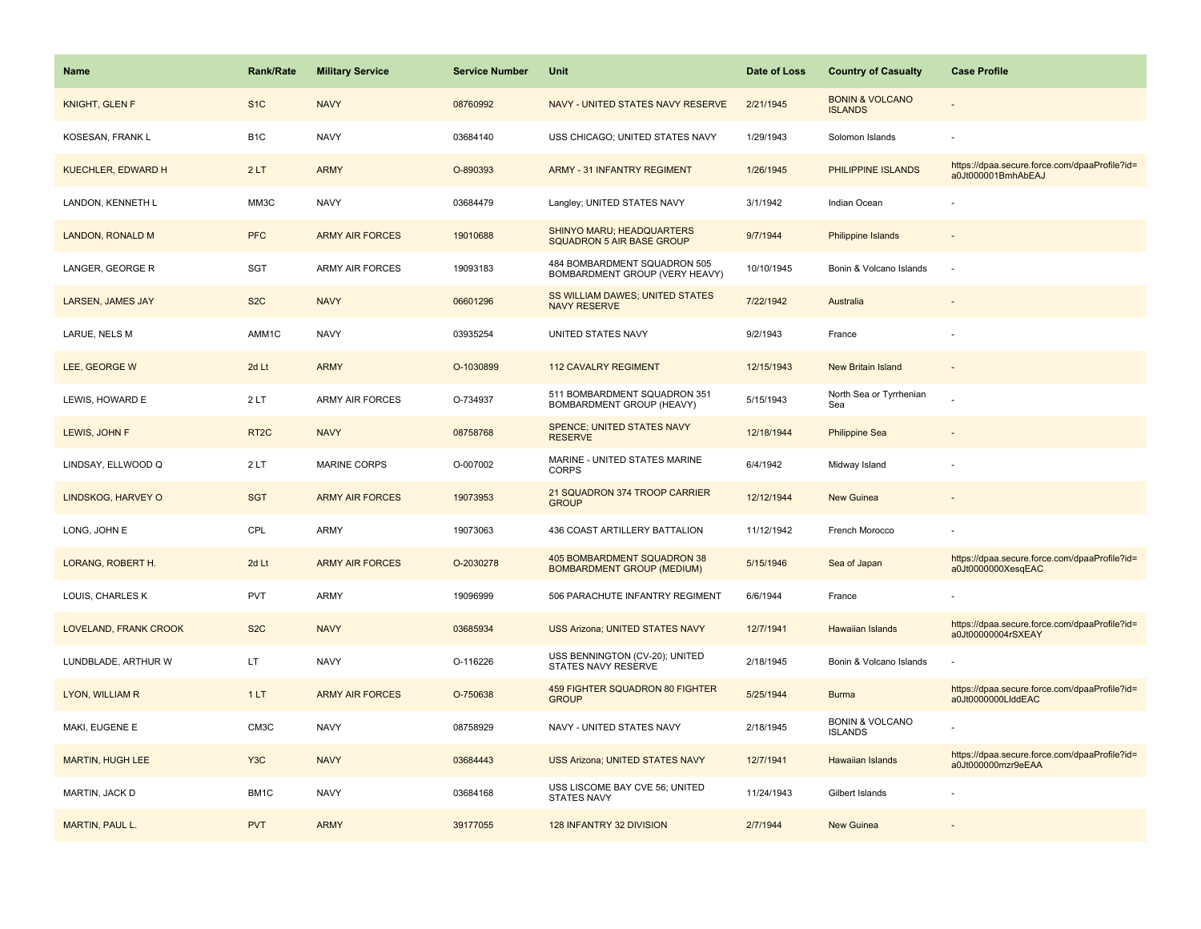| Name | Rank/Rate | Military Service | Service Number | Unit | Date of Loss | Country of Casualty | Case Profile |
|---|---|---|---|---|---|---|---|
| KNIGHT, GLEN F | S1C | NAVY | 08760992 | NAVY - UNITED STATES NAVY RESERVE | 2/21/1945 | BONIN & VOLCANO ISLANDS | - |
| KOSESAN, FRANK L | B1C | NAVY | 03684140 | USS CHICAGO; UNITED STATES NAVY | 1/29/1943 | Solomon Islands | - |
| KUECHLER, EDWARD H | 2 LT | ARMY | O-890393 | ARMY - 31 INFANTRY REGIMENT | 1/26/1945 | PHILIPPINE ISLANDS | https://dpaa.secure.force.com/dpaaProfile?id=a0Jt000001BmhAbEAJ |
| LANDON, KENNETH L | MM3C | NAVY | 03684479 | Langley; UNITED STATES NAVY | 3/1/1942 | Indian Ocean | - |
| LANDON, RONALD M | PFC | ARMY AIR FORCES | 19010688 | SHINYO MARU; HEADQUARTERS SQUADRON 5 AIR BASE GROUP | 9/7/1944 | Philippine Islands | - |
| LANGER, GEORGE R | SGT | ARMY AIR FORCES | 19093183 | 484 BOMBARDMENT SQUADRON 505 BOMBARDMENT GROUP (VERY HEAVY) | 10/10/1945 | Bonin & Volcano Islands | - |
| LARSEN, JAMES JAY | S2C | NAVY | 06601296 | SS WILLIAM DAWES; UNITED STATES NAVY RESERVE | 7/22/1942 | Australia | - |
| LARUE, NELS M | AMM1C | NAVY | 03935254 | UNITED STATES NAVY | 9/2/1943 | France | - |
| LEE, GEORGE W | 2d Lt | ARMY | O-1030899 | 112 CAVALRY REGIMENT | 12/15/1943 | New Britain Island | - |
| LEWIS, HOWARD E | 2 LT | ARMY AIR FORCES | O-734937 | 511 BOMBARDMENT SQUADRON 351 BOMBARDMENT GROUP (HEAVY) | 5/15/1943 | North Sea or Tyrrhenian Sea | - |
| LEWIS, JOHN F | RT2C | NAVY | 08758768 | SPENCE; UNITED STATES NAVY RESERVE | 12/18/1944 | Philippine Sea | - |
| LINDSAY, ELLWOOD Q | 2 LT | MARINE CORPS | O-007002 | MARINE - UNITED STATES MARINE CORPS | 6/4/1942 | Midway Island | - |
| LINDSKOG, HARVEY O | SGT | ARMY AIR FORCES | 19073953 | 21 SQUADRON 374 TROOP CARRIER GROUP | 12/12/1944 | New Guinea | - |
| LONG, JOHN E | CPL | ARMY | 19073063 | 436 COAST ARTILLERY BATTALION | 11/12/1942 | French Morocco | - |
| LORANG, ROBERT H. | 2d Lt | ARMY AIR FORCES | O-2030278 | 405 BOMBARDMENT SQUADRON 38 BOMBARDMENT GROUP (MEDIUM) | 5/15/1946 | Sea of Japan | https://dpaa.secure.force.com/dpaaProfile?id=a0Jt0000000XesqEAC |
| LOUIS, CHARLES K | PVT | ARMY | 19096999 | 506 PARACHUTE INFANTRY REGIMENT | 6/6/1944 | France | - |
| LOVELAND, FRANK CROOK | S2C | NAVY | 03685934 | USS Arizona; UNITED STATES NAVY | 12/7/1941 | Hawaiian Islands | https://dpaa.secure.force.com/dpaaProfile?id=a0Jt00000004rSXEAY |
| LUNDBLADE, ARTHUR W | LT | NAVY | O-116226 | USS BENNINGTON (CV-20); UNITED STATES NAVY RESERVE | 2/18/1945 | Bonin & Volcano Islands | - |
| LYON, WILLIAM R | 1 LT | ARMY AIR FORCES | O-750638 | 459 FIGHTER SQUADRON 80 FIGHTER GROUP | 5/25/1944 | Burma | https://dpaa.secure.force.com/dpaaProfile?id=a0Jt0000000LlddEAC |
| MAKI, EUGENE E | CM3C | NAVY | 08758929 | NAVY - UNITED STATES NAVY | 2/18/1945 | BONIN & VOLCANO ISLANDS | - |
| MARTIN, HUGH LEE | Y3C | NAVY | 03684443 | USS Arizona; UNITED STATES NAVY | 12/7/1941 | Hawaiian Islands | https://dpaa.secure.force.com/dpaaProfile?id=a0Jt000000mzr9eEAA |
| MARTIN, JACK D | BM1C | NAVY | 03684168 | USS LISCOME BAY CVE 56; UNITED STATES NAVY | 11/24/1943 | Gilbert Islands | - |
| MARTIN, PAUL L. | PVT | ARMY | 39177055 | 128 INFANTRY 32 DIVISION | 2/7/1944 | New Guinea | - |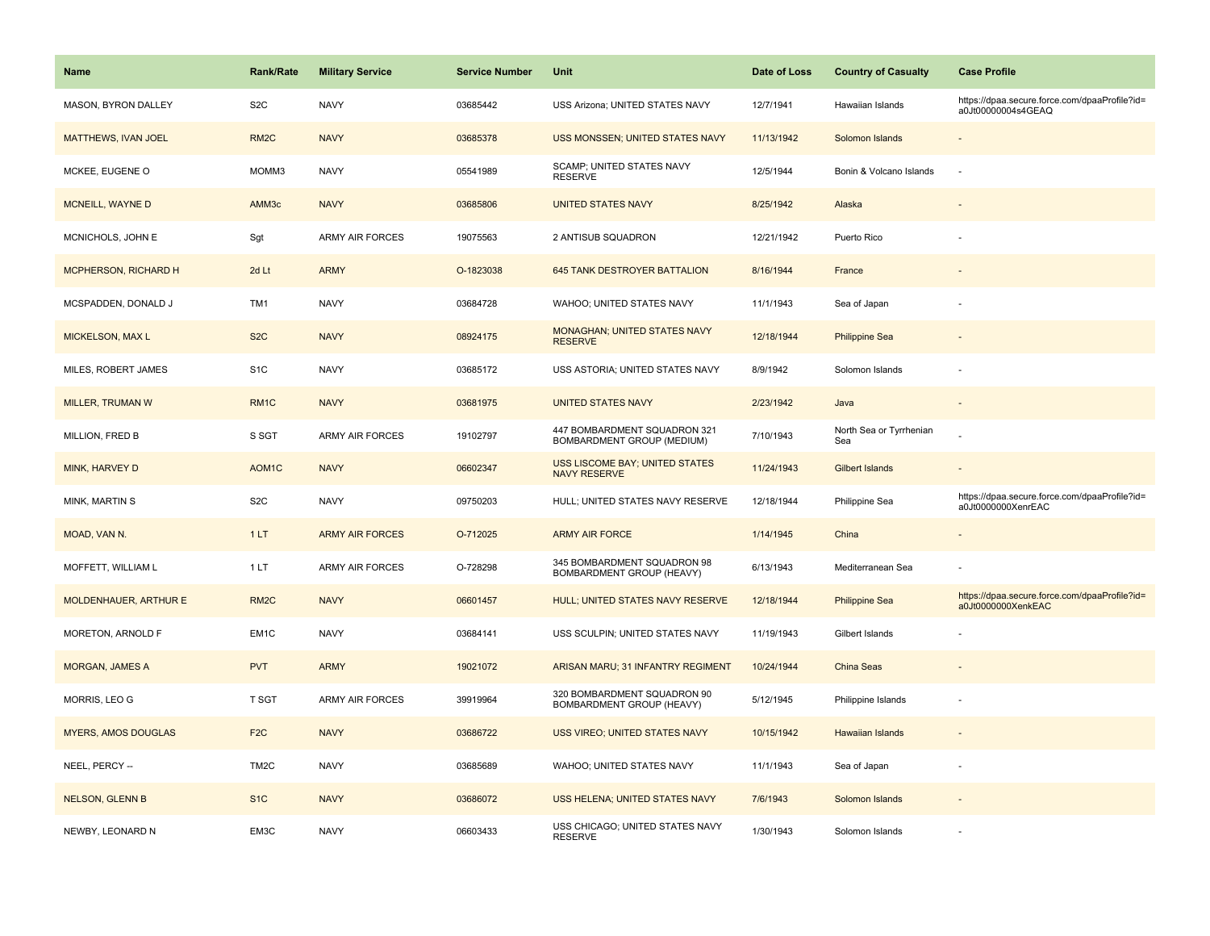| Name | Rank/Rate | Military Service | Service Number | Unit | Date of Loss | Country of Casualty | Case Profile |
|---|---|---|---|---|---|---|---|
| MASON, BYRON DALLEY | S2C | NAVY | 03685442 | USS Arizona; UNITED STATES NAVY | 12/7/1941 | Hawaiian Islands | https://dpaa.secure.force.com/dpaaProfile?id=a0Jt00000004s4GEAQ |
| MATTHEWS, IVAN JOEL | RM2C | NAVY | 03685378 | USS MONSSEN; UNITED STATES NAVY | 11/13/1942 | Solomon Islands | - |
| MCKEE, EUGENE O | MOMM3 | NAVY | 05541989 | SCAMP; UNITED STATES NAVY RESERVE | 12/5/1944 | Bonin & Volcano Islands | - |
| MCNEILL, WAYNE D | AMM3c | NAVY | 03685806 | UNITED STATES NAVY | 8/25/1942 | Alaska | - |
| MCNICHOLS, JOHN E | Sgt | ARMY AIR FORCES | 19075563 | 2 ANTISUB SQUADRON | 12/21/1942 | Puerto Rico | - |
| MCPHERSON, RICHARD H | 2d Lt | ARMY | O-1823038 | 645 TANK DESTROYER BATTALION | 8/16/1944 | France | - |
| MCSPADDEN, DONALD J | TM1 | NAVY | 03684728 | WAHOO; UNITED STATES NAVY | 11/1/1943 | Sea of Japan | - |
| MICKELSON, MAX L | S2C | NAVY | 08924175 | MONAGHAN; UNITED STATES NAVY RESERVE | 12/18/1944 | Philippine Sea | - |
| MILES, ROBERT JAMES | S1C | NAVY | 03685172 | USS ASTORIA; UNITED STATES NAVY | 8/9/1942 | Solomon Islands | - |
| MILLER, TRUMAN W | RM1C | NAVY | 03681975 | UNITED STATES NAVY | 2/23/1942 | Java | - |
| MILLION, FRED B | S SGT | ARMY AIR FORCES | 19102797 | 447 BOMBARDMENT SQUADRON 321 BOMBARDMENT GROUP (MEDIUM) | 7/10/1943 | North Sea or Tyrrhenian Sea | - |
| MINK, HARVEY D | AOM1C | NAVY | 06602347 | USS LISCOME BAY; UNITED STATES NAVY RESERVE | 11/24/1943 | Gilbert Islands | - |
| MINK, MARTIN S | S2C | NAVY | 09750203 | HULL; UNITED STATES NAVY RESERVE | 12/18/1944 | Philippine Sea | https://dpaa.secure.force.com/dpaaProfile?id=a0Jt0000000XenrEAC |
| MOAD, VAN N. | 1 LT | ARMY AIR FORCES | O-712025 | ARMY AIR FORCE | 1/14/1945 | China | - |
| MOFFETT, WILLIAM L | 1 LT | ARMY AIR FORCES | O-728298 | 345 BOMBARDMENT SQUADRON 98 BOMBARDMENT GROUP (HEAVY) | 6/13/1943 | Mediterranean Sea | - |
| MOLDENHAUER, ARTHUR E | RM2C | NAVY | 06601457 | HULL; UNITED STATES NAVY RESERVE | 12/18/1944 | Philippine Sea | https://dpaa.secure.force.com/dpaaProfile?id=a0Jt0000000XenkEAC |
| MORETON, ARNOLD F | EM1C | NAVY | 03684141 | USS SCULPIN; UNITED STATES NAVY | 11/19/1943 | Gilbert Islands | - |
| MORGAN, JAMES A | PVT | ARMY | 19021072 | ARISAN MARU; 31 INFANTRY REGIMENT | 10/24/1944 | China Seas | - |
| MORRIS, LEO G | T SGT | ARMY AIR FORCES | 39919964 | 320 BOMBARDMENT SQUADRON 90 BOMBARDMENT GROUP (HEAVY) | 5/12/1945 | Philippine Islands | - |
| MYERS, AMOS DOUGLAS | F2C | NAVY | 03686722 | USS VIREO; UNITED STATES NAVY | 10/15/1942 | Hawaiian Islands | - |
| NEEL, PERCY -- | TM2C | NAVY | 03685689 | WAHOO; UNITED STATES NAVY | 11/1/1943 | Sea of Japan | - |
| NELSON, GLENN B | S1C | NAVY | 03686072 | USS HELENA; UNITED STATES NAVY | 7/6/1943 | Solomon Islands | - |
| NEWBY, LEONARD N | EM3C | NAVY | 06603433 | USS CHICAGO; UNITED STATES NAVY RESERVE | 1/30/1943 | Solomon Islands | - |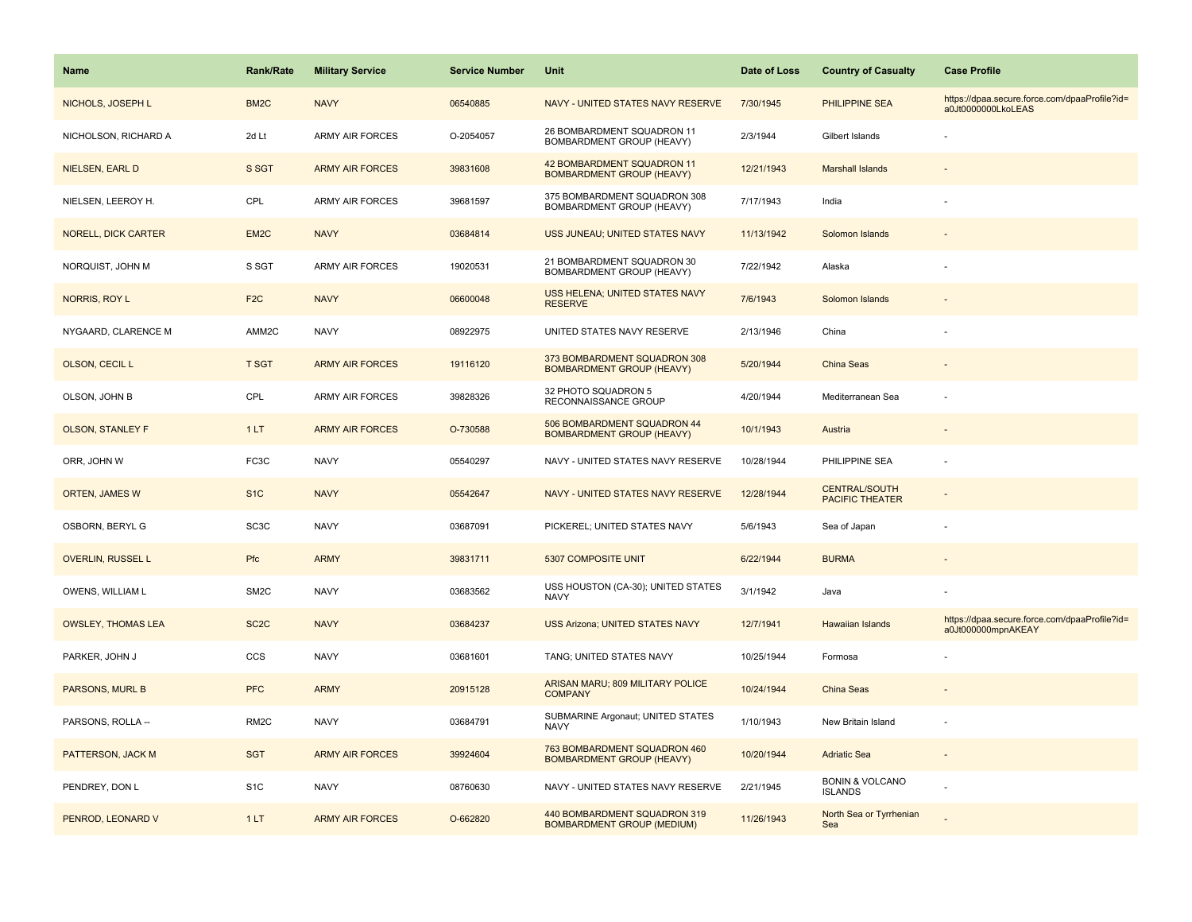| Name | Rank/Rate | Military Service | Service Number | Unit | Date of Loss | Country of Casualty | Case Profile |
|---|---|---|---|---|---|---|---|
| NICHOLS, JOSEPH L | BM2C | NAVY | 06540885 | NAVY - UNITED STATES NAVY RESERVE | 7/30/1945 | PHILIPPINE SEA | https://dpaa.secure.force.com/dpaaProfile?id=a0Jt0000000LkoLEAS |
| NICHOLSON, RICHARD A | 2d Lt | ARMY AIR FORCES | O-2054057 | 26 BOMBARDMENT SQUADRON 11 BOMBARDMENT GROUP (HEAVY) | 2/3/1944 | Gilbert Islands | - |
| NIELSEN, EARL D | S SGT | ARMY AIR FORCES | 39831608 | 42 BOMBARDMENT SQUADRON 11 BOMBARDMENT GROUP (HEAVY) | 12/21/1943 | Marshall Islands | - |
| NIELSEN, LEEROY H. | CPL | ARMY AIR FORCES | 39681597 | 375 BOMBARDMENT SQUADRON 308 BOMBARDMENT GROUP (HEAVY) | 7/17/1943 | India | - |
| NORELL, DICK CARTER | EM2C | NAVY | 03684814 | USS JUNEAU; UNITED STATES NAVY | 11/13/1942 | Solomon Islands | - |
| NORQUIST, JOHN M | S SGT | ARMY AIR FORCES | 19020531 | 21 BOMBARDMENT SQUADRON 30 BOMBARDMENT GROUP (HEAVY) | 7/22/1942 | Alaska | - |
| NORRIS, ROY L | F2C | NAVY | 06600048 | USS HELENA; UNITED STATES NAVY RESERVE | 7/6/1943 | Solomon Islands | - |
| NYGAARD, CLARENCE M | AMM2C | NAVY | 08922975 | UNITED STATES NAVY RESERVE | 2/13/1946 | China | - |
| OLSON, CECIL L | T SGT | ARMY AIR FORCES | 19116120 | 373 BOMBARDMENT SQUADRON 308 BOMBARDMENT GROUP (HEAVY) | 5/20/1944 | China Seas | - |
| OLSON, JOHN B | CPL | ARMY AIR FORCES | 39828326 | 32 PHOTO SQUADRON 5 RECONNAISSANCE GROUP | 4/20/1944 | Mediterranean Sea | - |
| OLSON, STANLEY F | 1 LT | ARMY AIR FORCES | O-730588 | 506 BOMBARDMENT SQUADRON 44 BOMBARDMENT GROUP (HEAVY) | 10/1/1943 | Austria | - |
| ORR, JOHN W | FC3C | NAVY | 05540297 | NAVY - UNITED STATES NAVY RESERVE | 10/28/1944 | PHILIPPINE SEA | - |
| ORTEN, JAMES W | S1C | NAVY | 05542647 | NAVY - UNITED STATES NAVY RESERVE | 12/28/1944 | CENTRAL/SOUTH PACIFIC THEATER | - |
| OSBORN, BERYL G | SC3C | NAVY | 03687091 | PICKEREL; UNITED STATES NAVY | 5/6/1943 | Sea of Japan | - |
| OVERLIN, RUSSEL L | Pfc | ARMY | 39831711 | 5307 COMPOSITE UNIT | 6/22/1944 | BURMA | - |
| OWENS, WILLIAM L | SM2C | NAVY | 03683562 | USS HOUSTON (CA-30); UNITED STATES NAVY | 3/1/1942 | Java | - |
| OWSLEY, THOMAS LEA | SC2C | NAVY | 03684237 | USS Arizona; UNITED STATES NAVY | 12/7/1941 | Hawaiian Islands | https://dpaa.secure.force.com/dpaaProfile?id=a0Jt000000mpnAKEAY |
| PARKER, JOHN J | CCS | NAVY | 03681601 | TANG; UNITED STATES NAVY | 10/25/1944 | Formosa | - |
| PARSONS, MURL B | PFC | ARMY | 20915128 | ARISAN MARU; 809 MILITARY POLICE COMPANY | 10/24/1944 | China Seas | - |
| PARSONS, ROLLA -- | RM2C | NAVY | 03684791 | SUBMARINE Argonaut; UNITED STATES NAVY | 1/10/1943 | New Britain Island | - |
| PATTERSON, JACK M | SGT | ARMY AIR FORCES | 39924604 | 763 BOMBARDMENT SQUADRON 460 BOMBARDMENT GROUP (HEAVY) | 10/20/1944 | Adriatic Sea | - |
| PENDREY, DON L | S1C | NAVY | 08760630 | NAVY - UNITED STATES NAVY RESERVE | 2/21/1945 | BONIN & VOLCANO ISLANDS | - |
| PENROD, LEONARD V | 1 LT | ARMY AIR FORCES | O-662820 | 440 BOMBARDMENT SQUADRON 319 BOMBARDMENT GROUP (MEDIUM) | 11/26/1943 | North Sea or Tyrrhenian Sea | - |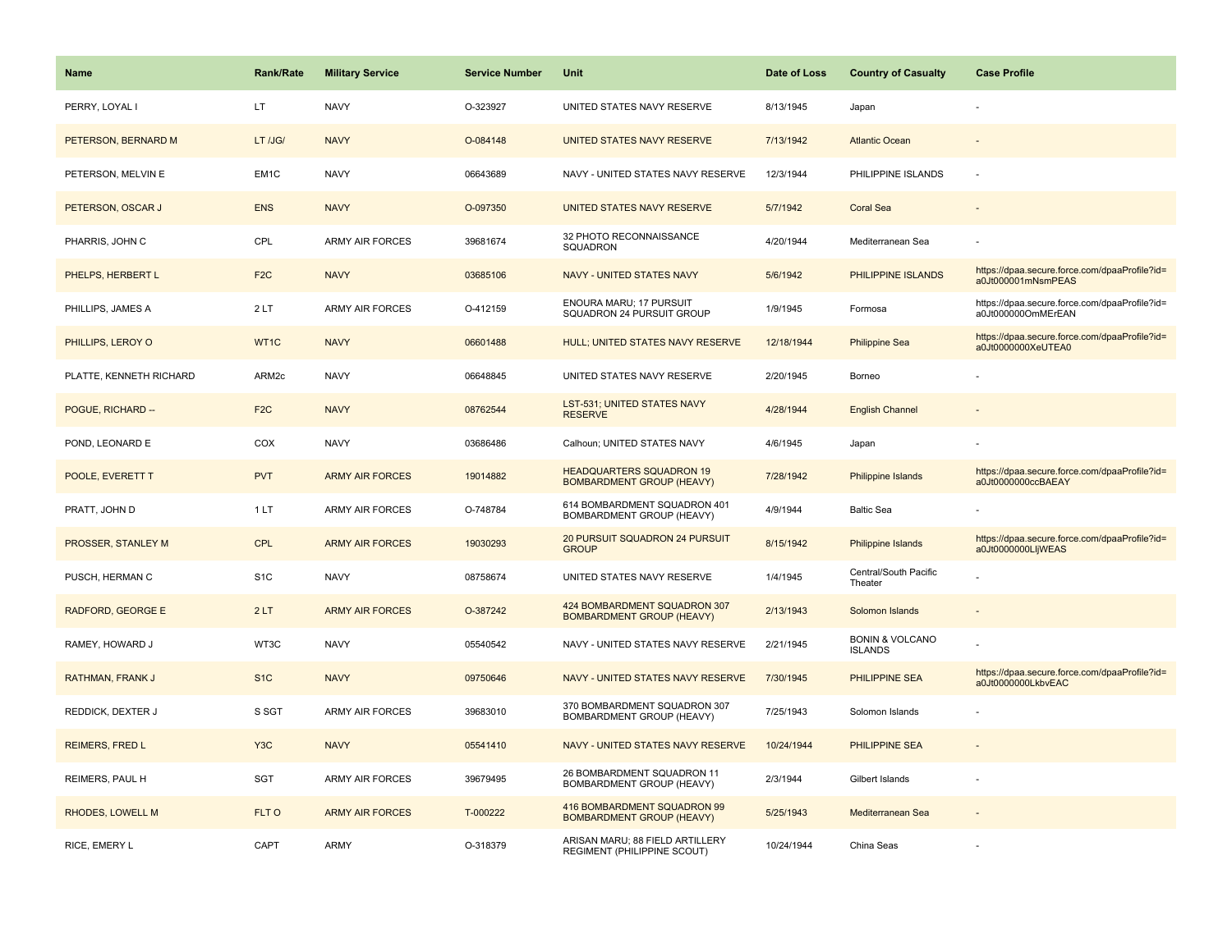| Name | Rank/Rate | Military Service | Service Number | Unit | Date of Loss | Country of Casualty | Case Profile |
| --- | --- | --- | --- | --- | --- | --- | --- |
| PERRY, LOYAL I | LT | NAVY | O-323927 | UNITED STATES NAVY RESERVE | 8/13/1945 | Japan | - |
| PETERSON, BERNARD M | LT /JG/ | NAVY | O-084148 | UNITED STATES NAVY RESERVE | 7/13/1942 | Atlantic Ocean | - |
| PETERSON, MELVIN E | EM1C | NAVY | 06643689 | NAVY - UNITED STATES NAVY RESERVE | 12/3/1944 | PHILIPPINE ISLANDS | - |
| PETERSON, OSCAR J | ENS | NAVY | O-097350 | UNITED STATES NAVY RESERVE | 5/7/1942 | Coral Sea | - |
| PHARRIS, JOHN C | CPL | ARMY AIR FORCES | 39681674 | 32 PHOTO RECONNAISSANCE SQUADRON | 4/20/1944 | Mediterranean Sea | - |
| PHELPS, HERBERT L | F2C | NAVY | 03685106 | NAVY - UNITED STATES NAVY | 5/6/1942 | PHILIPPINE ISLANDS | https://dpaa.secure.force.com/dpaaProfile?id=a0Jt000001mNsmPEAS |
| PHILLIPS, JAMES A | 2 LT | ARMY AIR FORCES | O-412159 | ENOURA MARU; 17 PURSUIT SQUADRON 24 PURSUIT GROUP | 1/9/1945 | Formosa | https://dpaa.secure.force.com/dpaaProfile?id=a0Jt000000OmMErEAN |
| PHILLIPS, LEROY O | WT1C | NAVY | 06601488 | HULL; UNITED STATES NAVY RESERVE | 12/18/1944 | Philippine Sea | https://dpaa.secure.force.com/dpaaProfile?id=a0Jt0000000XeUTEA0 |
| PLATTE, KENNETH RICHARD | ARM2c | NAVY | 06648845 | UNITED STATES NAVY RESERVE | 2/20/1945 | Borneo | - |
| POGUE, RICHARD -- | F2C | NAVY | 08762544 | LST-531; UNITED STATES NAVY RESERVE | 4/28/1944 | English Channel | - |
| POND, LEONARD E | COX | NAVY | 03686486 | Calhoun; UNITED STATES NAVY | 4/6/1945 | Japan | - |
| POOLE, EVERETT T | PVT | ARMY AIR FORCES | 19014882 | HEADQUARTERS SQUADRON 19 BOMBARDMENT GROUP (HEAVY) | 7/28/1942 | Philippine Islands | https://dpaa.secure.force.com/dpaaProfile?id=a0Jt0000000ccBAEAY |
| PRATT, JOHN D | 1 LT | ARMY AIR FORCES | O-748784 | 614 BOMBARDMENT SQUADRON 401 BOMBARDMENT GROUP (HEAVY) | 4/9/1944 | Baltic Sea | - |
| PROSSER, STANLEY M | CPL | ARMY AIR FORCES | 19030293 | 20 PURSUIT SQUADRON 24 PURSUIT GROUP | 8/15/1942 | Philippine Islands | https://dpaa.secure.force.com/dpaaProfile?id=a0Jt0000000LljWEAS |
| PUSCH, HERMAN C | S1C | NAVY | 08758674 | UNITED STATES NAVY RESERVE | 1/4/1945 | Central/South Pacific Theater | - |
| RADFORD, GEORGE E | 2 LT | ARMY AIR FORCES | O-387242 | 424 BOMBARDMENT SQUADRON 307 BOMBARDMENT GROUP (HEAVY) | 2/13/1943 | Solomon Islands | - |
| RAMEY, HOWARD J | WT3C | NAVY | 05540542 | NAVY - UNITED STATES NAVY RESERVE | 2/21/1945 | BONIN & VOLCANO ISLANDS | - |
| RATHMAN, FRANK J | S1C | NAVY | 09750646 | NAVY - UNITED STATES NAVY RESERVE | 7/30/1945 | PHILIPPINE SEA | https://dpaa.secure.force.com/dpaaProfile?id=a0Jt0000000LkbvEAC |
| REDDICK, DEXTER J | S SGT | ARMY AIR FORCES | 39683010 | 370 BOMBARDMENT SQUADRON 307 BOMBARDMENT GROUP (HEAVY) | 7/25/1943 | Solomon Islands | - |
| REIMERS, FRED L | Y3C | NAVY | 05541410 | NAVY - UNITED STATES NAVY RESERVE | 10/24/1944 | PHILIPPINE SEA | - |
| REIMERS, PAUL H | SGT | ARMY AIR FORCES | 39679495 | 26 BOMBARDMENT SQUADRON 11 BOMBARDMENT GROUP (HEAVY) | 2/3/1944 | Gilbert Islands | - |
| RHODES, LOWELL M | FLT O | ARMY AIR FORCES | T-000222 | 416 BOMBARDMENT SQUADRON 99 BOMBARDMENT GROUP (HEAVY) | 5/25/1943 | Mediterranean Sea | - |
| RICE, EMERY L | CAPT | ARMY | O-318379 | ARISAN MARU; 88 FIELD ARTILLERY REGIMENT (PHILIPPINE SCOUT) | 10/24/1944 | China Seas | - |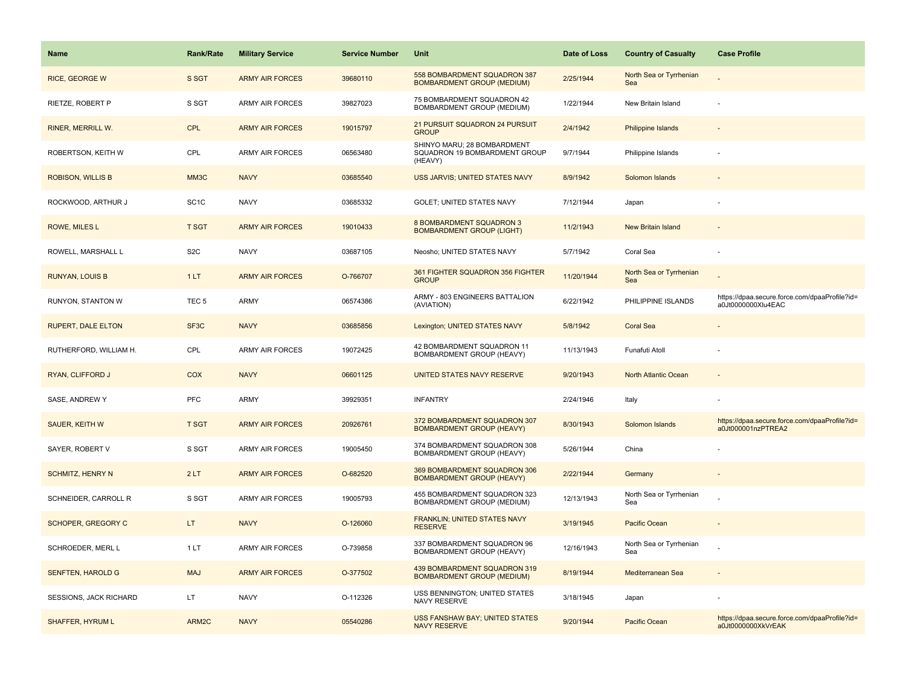| Name | Rank/Rate | Military Service | Service Number | Unit | Date of Loss | Country of Casualty | Case Profile |
|---|---|---|---|---|---|---|---|
| RICE, GEORGE W | S SGT | ARMY AIR FORCES | 39680110 | 558 BOMBARDMENT SQUADRON 387 BOMBARDMENT GROUP (MEDIUM) | 2/25/1944 | North Sea or Tyrrhenian Sea | - |
| RIETZE, ROBERT P | S SGT | ARMY AIR FORCES | 39827023 | 75 BOMBARDMENT SQUADRON 42 BOMBARDMENT GROUP (MEDIUM) | 1/22/1944 | New Britain Island | - |
| RINER, MERRILL W. | CPL | ARMY AIR FORCES | 19015797 | 21 PURSUIT SQUADRON 24 PURSUIT GROUP | 2/4/1942 | Philippine Islands | - |
| ROBERTSON, KEITH W | CPL | ARMY AIR FORCES | 06563480 | SHINYO MARU; 28 BOMBARDMENT SQUADRON 19 BOMBARDMENT GROUP (HEAVY) | 9/7/1944 | Philippine Islands | - |
| ROBISON, WILLIS B | MM3C | NAVY | 03685540 | USS JARVIS; UNITED STATES NAVY | 8/9/1942 | Solomon Islands | - |
| ROCKWOOD, ARTHUR J | SC1C | NAVY | 03685332 | GOLET; UNITED STATES NAVY | 7/12/1944 | Japan | - |
| ROWE, MILES L | T SGT | ARMY AIR FORCES | 19010433 | 8 BOMBARDMENT SQUADRON 3 BOMBARDMENT GROUP (LIGHT) | 11/2/1943 | New Britain Island | - |
| ROWELL, MARSHALL L | S2C | NAVY | 03687105 | Neosho; UNITED STATES NAVY | 5/7/1942 | Coral Sea | - |
| RUNYAN, LOUIS B | 1 LT | ARMY AIR FORCES | O-766707 | 361 FIGHTER SQUADRON 356 FIGHTER GROUP | 11/20/1944 | North Sea or Tyrrhenian Sea | - |
| RUNYON, STANTON W | TEC 5 | ARMY | 06574386 | ARMY - 803 ENGINEERS BATTALION (AVIATION) | 6/22/1942 | PHILIPPINE ISLANDS | https://dpaa.secure.force.com/dpaaProfile?id=a0Jt0000000Xlu4EAC |
| RUPERT, DALE ELTON | SF3C | NAVY | 03685856 | Lexington; UNITED STATES NAVY | 5/8/1942 | Coral Sea | - |
| RUTHERFORD, WILLIAM H. | CPL | ARMY AIR FORCES | 19072425 | 42 BOMBARDMENT SQUADRON 11 BOMBARDMENT GROUP (HEAVY) | 11/13/1943 | Funafuti Atoll | - |
| RYAN, CLIFFORD J | COX | NAVY | 06601125 | UNITED STATES NAVY RESERVE | 9/20/1943 | North Atlantic Ocean | - |
| SASE, ANDREW Y | PFC | ARMY | 39929351 | INFANTRY | 2/24/1946 | Italy | - |
| SAUER, KEITH W | T SGT | ARMY AIR FORCES | 20926761 | 372 BOMBARDMENT SQUADRON 307 BOMBARDMENT GROUP (HEAVY) | 8/30/1943 | Solomon Islands | https://dpaa.secure.force.com/dpaaProfile?id=a0Jt000001nzPTREA2 |
| SAYER, ROBERT V | S SGT | ARMY AIR FORCES | 19005450 | 374 BOMBARDMENT SQUADRON 308 BOMBARDMENT GROUP (HEAVY) | 5/26/1944 | China | - |
| SCHMITZ, HENRY N | 2 LT | ARMY AIR FORCES | O-682520 | 369 BOMBARDMENT SQUADRON 306 BOMBARDMENT GROUP (HEAVY) | 2/22/1944 | Germany | - |
| SCHNEIDER, CARROLL R | S SGT | ARMY AIR FORCES | 19005793 | 455 BOMBARDMENT SQUADRON 323 BOMBARDMENT GROUP (MEDIUM) | 12/13/1943 | North Sea or Tyrrhenian Sea | - |
| SCHOPER, GREGORY C | LT | NAVY | O-126060 | FRANKLIN; UNITED STATES NAVY RESERVE | 3/19/1945 | Pacific Ocean | - |
| SCHROEDER, MERL L | 1 LT | ARMY AIR FORCES | O-739858 | 337 BOMBARDMENT SQUADRON 96 BOMBARDMENT GROUP (HEAVY) | 12/16/1943 | North Sea or Tyrrhenian Sea | - |
| SENFTEN, HAROLD G | MAJ | ARMY AIR FORCES | O-377502 | 439 BOMBARDMENT SQUADRON 319 BOMBARDMENT GROUP (MEDIUM) | 8/19/1944 | Mediterranean Sea | - |
| SESSIONS, JACK RICHARD | LT | NAVY | O-112326 | USS BENNINGTON; UNITED STATES NAVY RESERVE | 3/18/1945 | Japan | - |
| SHAFFER, HYRUM L | ARM2C | NAVY | 05540286 | USS FANSHAW BAY; UNITED STATES NAVY RESERVE | 9/20/1944 | Pacific Ocean | https://dpaa.secure.force.com/dpaaProfile?id=a0Jt0000000XkVrEAK |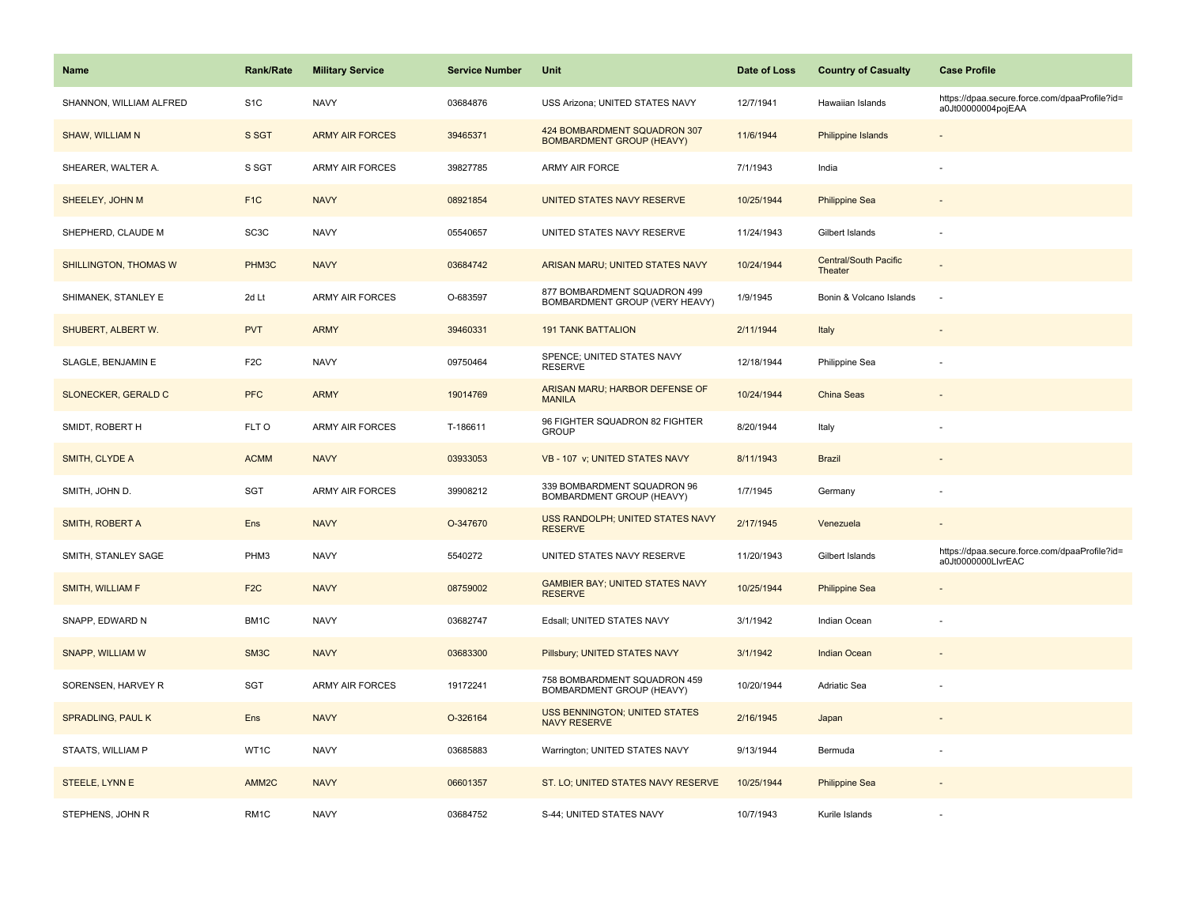| Name | Rank/Rate | Military Service | Service Number | Unit | Date of Loss | Country of Casualty | Case Profile |
|---|---|---|---|---|---|---|---|
| SHANNON, WILLIAM ALFRED | S1C | NAVY | 03684876 | USS Arizona; UNITED STATES NAVY | 12/7/1941 | Hawaiian Islands | https://dpaa.secure.force.com/dpaaProfile?id=a0Jt00000004pojEAA |
| SHAW, WILLIAM N | S SGT | ARMY AIR FORCES | 39465371 | 424 BOMBARDMENT SQUADRON 307 BOMBARDMENT GROUP (HEAVY) | 11/6/1944 | Philippine Islands | - |
| SHEARER, WALTER A. | S SGT | ARMY AIR FORCES | 39827785 | ARMY AIR FORCE | 7/1/1943 | India | - |
| SHEELEY, JOHN M | F1C | NAVY | 08921854 | UNITED STATES NAVY RESERVE | 10/25/1944 | Philippine Sea | - |
| SHEPHERD, CLAUDE M | SC3C | NAVY | 05540657 | UNITED STATES NAVY RESERVE | 11/24/1943 | Gilbert Islands | - |
| SHILLINGTON, THOMAS W | PHM3C | NAVY | 03684742 | ARISAN MARU; UNITED STATES NAVY | 10/24/1944 | Central/South Pacific Theater | - |
| SHIMANEK, STANLEY E | 2d Lt | ARMY AIR FORCES | O-683597 | 877 BOMBARDMENT SQUADRON 499 BOMBARDMENT GROUP (VERY HEAVY) | 1/9/1945 | Bonin & Volcano Islands | - |
| SHUBERT, ALBERT W. | PVT | ARMY | 39460331 | 191 TANK BATTALION | 2/11/1944 | Italy | - |
| SLAGLE, BENJAMIN E | F2C | NAVY | 09750464 | SPENCE; UNITED STATES NAVY RESERVE | 12/18/1944 | Philippine Sea | - |
| SLONECKER, GERALD C | PFC | ARMY | 19014769 | ARISAN MARU; HARBOR DEFENSE OF MANILA | 10/24/1944 | China Seas | - |
| SMIDT, ROBERT H | FLT O | ARMY AIR FORCES | T-186611 | 96 FIGHTER SQUADRON 82 FIGHTER GROUP | 8/20/1944 | Italy | - |
| SMITH, CLYDE A | ACMM | NAVY | 03933053 | VB - 107 v; UNITED STATES NAVY | 8/11/1943 | Brazil | - |
| SMITH, JOHN D. | SGT | ARMY AIR FORCES | 39908212 | 339 BOMBARDMENT SQUADRON 96 BOMBARDMENT GROUP (HEAVY) | 1/7/1945 | Germany | - |
| SMITH, ROBERT A | Ens | NAVY | O-347670 | USS RANDOLPH; UNITED STATES NAVY RESERVE | 2/17/1945 | Venezuela | - |
| SMITH, STANLEY SAGE | PHM3 | NAVY | 5540272 | UNITED STATES NAVY RESERVE | 11/20/1943 | Gilbert Islands | https://dpaa.secure.force.com/dpaaProfile?id=a0Jt0000000LlvrEAC |
| SMITH, WILLIAM F | F2C | NAVY | 08759002 | GAMBIER BAY; UNITED STATES NAVY RESERVE | 10/25/1944 | Philippine Sea | - |
| SNAPP, EDWARD N | BM1C | NAVY | 03682747 | Edsall; UNITED STATES NAVY | 3/1/1942 | Indian Ocean | - |
| SNAPP, WILLIAM W | SM3C | NAVY | 03683300 | Pillsbury; UNITED STATES NAVY | 3/1/1942 | Indian Ocean | - |
| SORENSEN, HARVEY R | SGT | ARMY AIR FORCES | 19172241 | 758 BOMBARDMENT SQUADRON 459 BOMBARDMENT GROUP (HEAVY) | 10/20/1944 | Adriatic Sea | - |
| SPRADLING, PAUL K | Ens | NAVY | O-326164 | USS BENNINGTON; UNITED STATES NAVY RESERVE | 2/16/1945 | Japan | - |
| STAATS, WILLIAM P | WT1C | NAVY | 03685883 | Warrington; UNITED STATES NAVY | 9/13/1944 | Bermuda | - |
| STEELE, LYNN E | AMM2C | NAVY | 06601357 | ST. LO; UNITED STATES NAVY RESERVE | 10/25/1944 | Philippine Sea | - |
| STEPHENS, JOHN R | RM1C | NAVY | 03684752 | S-44; UNITED STATES NAVY | 10/7/1943 | Kurile Islands | - |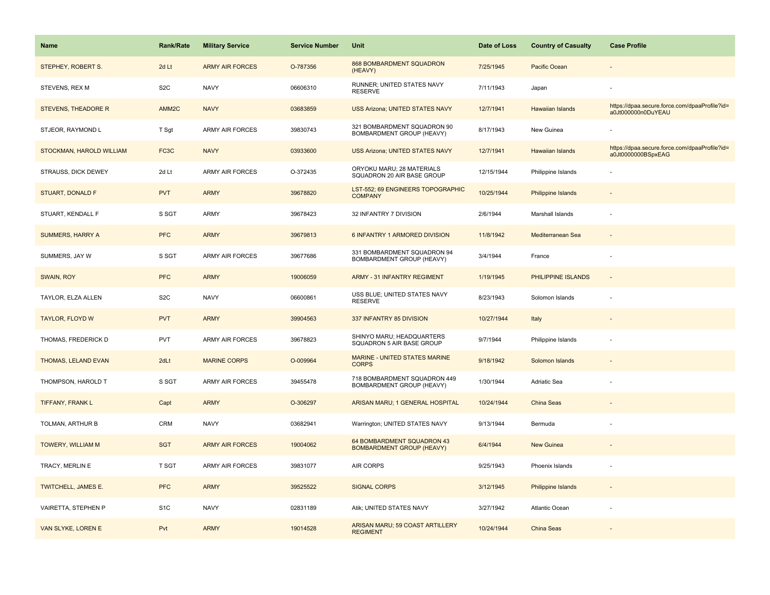| Name | Rank/Rate | Military Service | Service Number | Unit | Date of Loss | Country of Casualty | Case Profile |
| --- | --- | --- | --- | --- | --- | --- | --- |
| STEPHEY, ROBERT S. | 2d Lt | ARMY AIR FORCES | O-787356 | 868 BOMBARDMENT SQUADRON (HEAVY) | 7/25/1945 | Pacific Ocean | - |
| STEVENS, REX M | S2C | NAVY | 06606310 | RUNNER; UNITED STATES NAVY RESERVE | 7/11/1943 | Japan | - |
| STEVENS, THEADORE R | AMM2C | NAVY | 03683859 | USS Arizona; UNITED STATES NAVY | 12/7/1941 | Hawaiian Islands | https://dpaa.secure.force.com/dpaaProfile?id=a0Jt000000n0DuYEAU |
| STJEOR, RAYMOND L | T Sgt | ARMY AIR FORCES | 39830743 | 321 BOMBARDMENT SQUADRON 90 BOMBARDMENT GROUP (HEAVY) | 8/17/1943 | New Guinea | - |
| STOCKMAN, HAROLD WILLIAM | FC3C | NAVY | 03933600 | USS Arizona; UNITED STATES NAVY | 12/7/1941 | Hawaiian Islands | https://dpaa.secure.force.com/dpaaProfile?id=a0Jt0000000BSpxEAG |
| STRAUSS, DICK DEWEY | 2d Lt | ARMY AIR FORCES | O-372435 | ORYOKU MARU; 28 MATERIALS SQUADRON 20 AIR BASE GROUP | 12/15/1944 | Philippine Islands | - |
| STUART, DONALD F | PVT | ARMY | 39678820 | LST-552; 69 ENGINEERS TOPOGRAPHIC COMPANY | 10/25/1944 | Philippine Islands | - |
| STUART, KENDALL F | S SGT | ARMY | 39678423 | 32 INFANTRY 7 DIVISION | 2/6/1944 | Marshall Islands | - |
| SUMMERS, HARRY A | PFC | ARMY | 39679813 | 6 INFANTRY 1 ARMORED DIVISION | 11/8/1942 | Mediterranean Sea | - |
| SUMMERS, JAY W | S SGT | ARMY AIR FORCES | 39677686 | 331 BOMBARDMENT SQUADRON 94 BOMBARDMENT GROUP (HEAVY) | 3/4/1944 | France | - |
| SWAIN, ROY | PFC | ARMY | 19006059 | ARMY - 31 INFANTRY REGIMENT | 1/19/1945 | PHILIPPINE ISLANDS | - |
| TAYLOR, ELZA ALLEN | S2C | NAVY | 06600861 | USS BLUE; UNITED STATES NAVY RESERVE | 8/23/1943 | Solomon Islands | - |
| TAYLOR, FLOYD W | PVT | ARMY | 39904563 | 337 INFANTRY 85 DIVISION | 10/27/1944 | Italy | - |
| THOMAS, FREDERICK D | PVT | ARMY AIR FORCES | 39678823 | SHINYO MARU; HEADQUARTERS SQUADRON 5 AIR BASE GROUP | 9/7/1944 | Philippine Islands | - |
| THOMAS, LELAND EVAN | 2dLt | MARINE CORPS | O-009964 | MARINE - UNITED STATES MARINE CORPS | 9/18/1942 | Solomon Islands | - |
| THOMPSON, HAROLD T | S SGT | ARMY AIR FORCES | 39455478 | 718 BOMBARDMENT SQUADRON 449 BOMBARDMENT GROUP (HEAVY) | 1/30/1944 | Adriatic Sea | - |
| TIFFANY, FRANK L | Capt | ARMY | O-306297 | ARISAN MARU; 1 GENERAL HOSPITAL | 10/24/1944 | China Seas | - |
| TOLMAN, ARTHUR B | CRM | NAVY | 03682941 | Warrington; UNITED STATES NAVY | 9/13/1944 | Bermuda | - |
| TOWERY, WILLIAM M | SGT | ARMY AIR FORCES | 19004062 | 64 BOMBARDMENT SQUADRON 43 BOMBARDMENT GROUP (HEAVY) | 6/4/1944 | New Guinea | - |
| TRACY, MERLIN E | T SGT | ARMY AIR FORCES | 39831077 | AIR CORPS | 9/25/1943 | Phoenix Islands | - |
| TWITCHELL, JAMES E. | PFC | ARMY | 39525522 | SIGNAL CORPS | 3/12/1945 | Philippine Islands | - |
| VAIRETTA, STEPHEN P | S1C | NAVY | 02831189 | Atik; UNITED STATES NAVY | 3/27/1942 | Atlantic Ocean | - |
| VAN SLYKE, LOREN E | Pvt | ARMY | 19014528 | ARISAN MARU; 59 COAST ARTILLERY REGIMENT | 10/24/1944 | China Seas | - |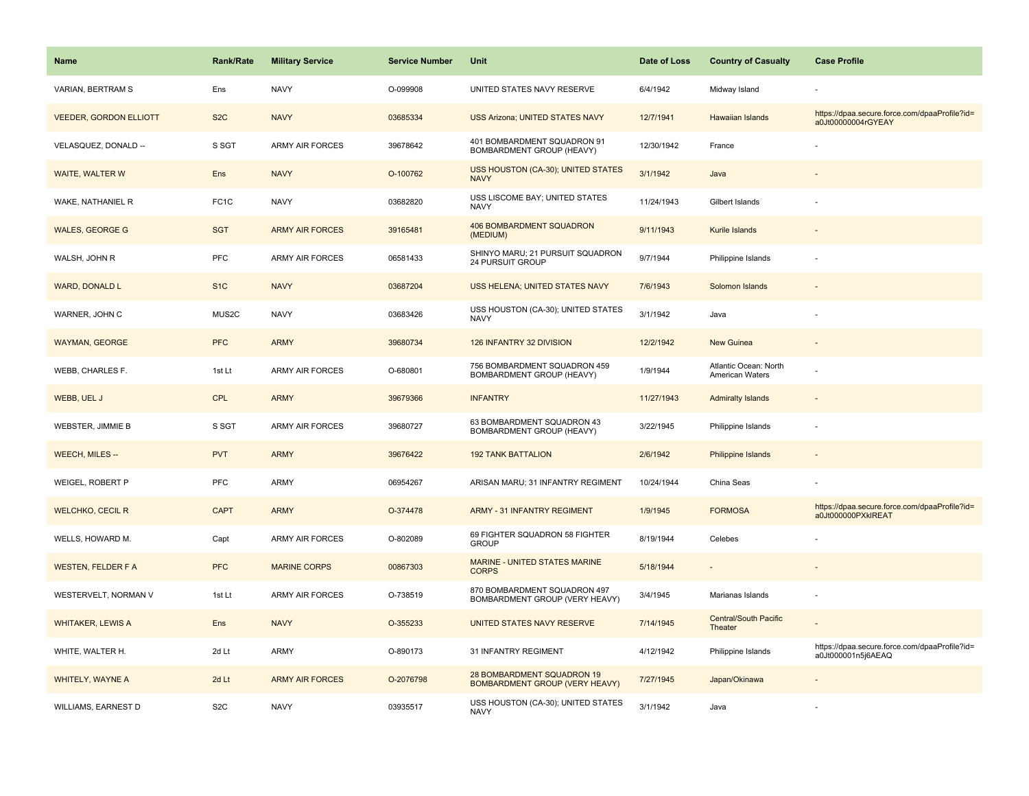| Name | Rank/Rate | Military Service | Service Number | Unit | Date of Loss | Country of Casualty | Case Profile |
|---|---|---|---|---|---|---|---|
| VARIAN, BERTRAM S | Ens | NAVY | O-099908 | UNITED STATES NAVY RESERVE | 6/4/1942 | Midway Island | - |
| VEEDER, GORDON ELLIOTT | S2C | NAVY | 03685334 | USS Arizona; UNITED STATES NAVY | 12/7/1941 | Hawaiian Islands | https://dpaa.secure.force.com/dpaaProfile?id=a0Jt00000004rGYEAY |
| VELASQUEZ, DONALD -- | S SGT | ARMY AIR FORCES | 39678642 | 401 BOMBARDMENT SQUADRON 91 BOMBARDMENT GROUP (HEAVY) | 12/30/1942 | France | - |
| WAITE, WALTER W | Ens | NAVY | O-100762 | USS HOUSTON (CA-30); UNITED STATES NAVY | 3/1/1942 | Java | - |
| WAKE, NATHANIEL R | FC1C | NAVY | 03682820 | USS LISCOME BAY; UNITED STATES NAVY | 11/24/1943 | Gilbert Islands | - |
| WALES, GEORGE G | SGT | ARMY AIR FORCES | 39165481 | 406 BOMBARDMENT SQUADRON (MEDIUM) | 9/11/1943 | Kurile Islands | - |
| WALSH, JOHN R | PFC | ARMY AIR FORCES | 06581433 | SHINYO MARU; 21 PURSUIT SQUADRON 24 PURSUIT GROUP | 9/7/1944 | Philippine Islands | - |
| WARD, DONALD L | S1C | NAVY | 03687204 | USS HELENA; UNITED STATES NAVY | 7/6/1943 | Solomon Islands | - |
| WARNER, JOHN C | MUS2C | NAVY | 03683426 | USS HOUSTON (CA-30); UNITED STATES NAVY | 3/1/1942 | Java | - |
| WAYMAN, GEORGE | PFC | ARMY | 39680734 | 126 INFANTRY 32 DIVISION | 12/2/1942 | New Guinea | - |
| WEBB, CHARLES F. | 1st Lt | ARMY AIR FORCES | O-680801 | 756 BOMBARDMENT SQUADRON 459 BOMBARDMENT GROUP (HEAVY) | 1/9/1944 | Atlantic Ocean: North American Waters | - |
| WEBB, UEL J | CPL | ARMY | 39679366 | INFANTRY | 11/27/1943 | Admiralty Islands | - |
| WEBSTER, JIMMIE B | S SGT | ARMY AIR FORCES | 39680727 | 63 BOMBARDMENT SQUADRON 43 BOMBARDMENT GROUP (HEAVY) | 3/22/1945 | Philippine Islands | - |
| WEECH, MILES -- | PVT | ARMY | 39676422 | 192 TANK BATTALION | 2/6/1942 | Philippine Islands | - |
| WEIGEL, ROBERT P | PFC | ARMY | 06954267 | ARISAN MARU; 31 INFANTRY REGIMENT | 10/24/1944 | China Seas | - |
| WELCHKO, CECIL R | CAPT | ARMY | O-374478 | ARMY - 31 INFANTRY REGIMENT | 1/9/1945 | FORMOSA | https://dpaa.secure.force.com/dpaaProfile?id=a0Jt000000PXklREAT |
| WELLS, HOWARD M. | Capt | ARMY AIR FORCES | O-802089 | 69 FIGHTER SQUADRON 58 FIGHTER GROUP | 8/19/1944 | Celebes | - |
| WESTEN, FELDER F A | PFC | MARINE CORPS | 00867303 | MARINE - UNITED STATES MARINE CORPS | 5/18/1944 | - | - |
| WESTERVELT, NORMAN V | 1st Lt | ARMY AIR FORCES | O-738519 | 870 BOMBARDMENT SQUADRON 497 BOMBARDMENT GROUP (VERY HEAVY) | 3/4/1945 | Marianas Islands | - |
| WHITAKER, LEWIS A | Ens | NAVY | O-355233 | UNITED STATES NAVY RESERVE | 7/14/1945 | Central/South Pacific Theater | - |
| WHITE, WALTER H. | 2d Lt | ARMY | O-890173 | 31 INFANTRY REGIMENT | 4/12/1942 | Philippine Islands | https://dpaa.secure.force.com/dpaaProfile?id=a0Jt000001n5j6AEAQ |
| WHITELY, WAYNE A | 2d Lt | ARMY AIR FORCES | O-2076798 | 28 BOMBARDMENT SQUADRON 19 BOMBARDMENT GROUP (VERY HEAVY) | 7/27/1945 | Japan/Okinawa | - |
| WILLIAMS, EARNEST D | S2C | NAVY | 03935517 | USS HOUSTON (CA-30); UNITED STATES NAVY | 3/1/1942 | Java | - |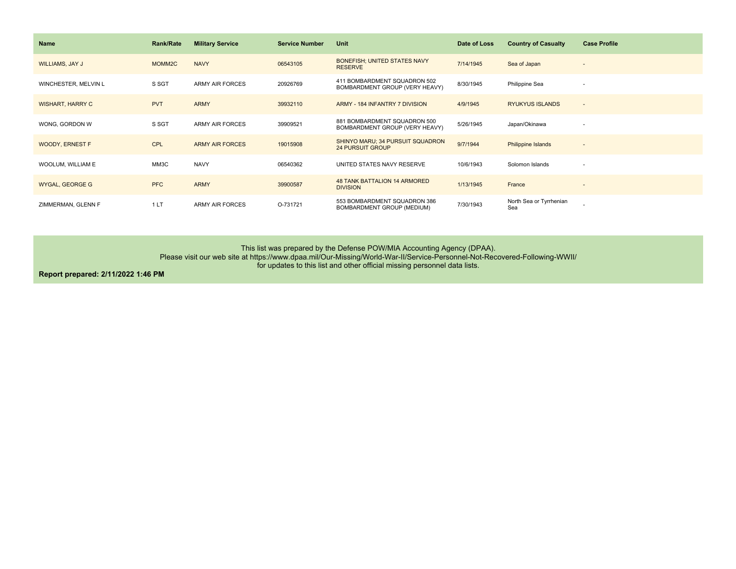| Name | Rank/Rate | Military Service | Service Number | Unit | Date of Loss | Country of Casualty | Case Profile |
| --- | --- | --- | --- | --- | --- | --- | --- |
| WILLIAMS, JAY J | MOMM2C | NAVY | 06543105 | BONEFISH; UNITED STATES NAVY RESERVE | 7/14/1945 | Sea of Japan | - |
| WINCHESTER, MELVIN L | S SGT | ARMY AIR FORCES | 20926769 | 411 BOMBARDMENT SQUADRON 502 BOMBARDMENT GROUP (VERY HEAVY) | 8/30/1945 | Philippine Sea | - |
| WISHART, HARRY C | PVT | ARMY | 39932110 | ARMY - 184 INFANTRY 7 DIVISION | 4/9/1945 | RYUKYUS ISLANDS | - |
| WONG, GORDON W | S SGT | ARMY AIR FORCES | 39909521 | 881 BOMBARDMENT SQUADRON 500 BOMBARDMENT GROUP (VERY HEAVY) | 5/26/1945 | Japan/Okinawa | - |
| WOODY, ERNEST F | CPL | ARMY AIR FORCES | 19015908 | SHINYO MARU; 34 PURSUIT SQUADRON 24 PURSUIT GROUP | 9/7/1944 | Philippine Islands | - |
| WOOLUM, WILLIAM E | MM3C | NAVY | 06540362 | UNITED STATES NAVY RESERVE | 10/6/1943 | Solomon Islands | - |
| WYGAL, GEORGE G | PFC | ARMY | 39900587 | 48 TANK BATTALION 14 ARMORED DIVISION | 1/13/1945 | France | - |
| ZIMMERMAN, GLENN F | 1 LT | ARMY AIR FORCES | O-731721 | 553 BOMBARDMENT SQUADRON 386 BOMBARDMENT GROUP (MEDIUM) | 7/30/1943 | North Sea or Tyrrhenian Sea | - |

This list was prepared by the Defense POW/MIA Accounting Agency (DPAA).
Please visit our web site at https://www.dpaa.mil/Our-Missing/World-War-II/Service-Personnel-Not-Recovered-Following-WWII/ for updates to this list and other official missing personnel data lists.

**Report prepared: 2/11/2022 1:46 PM**